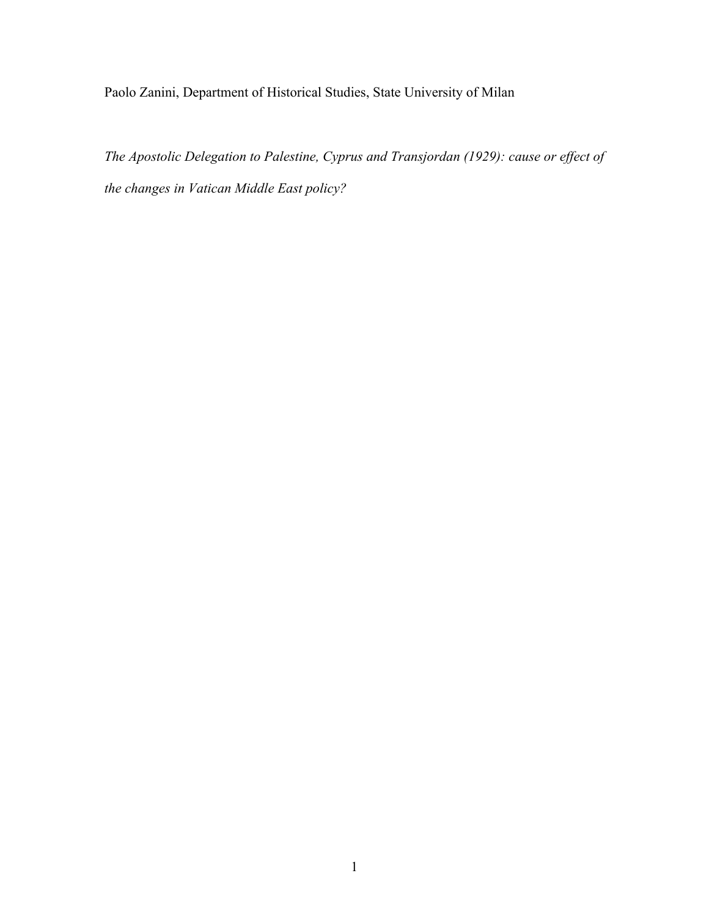Paolo Zanini, Department of Historical Studies, State University of Milan

*The Apostolic Delegation to Palestine, Cyprus and Transjordan (1929): cause or effect of the changes in Vatican Middle East policy?*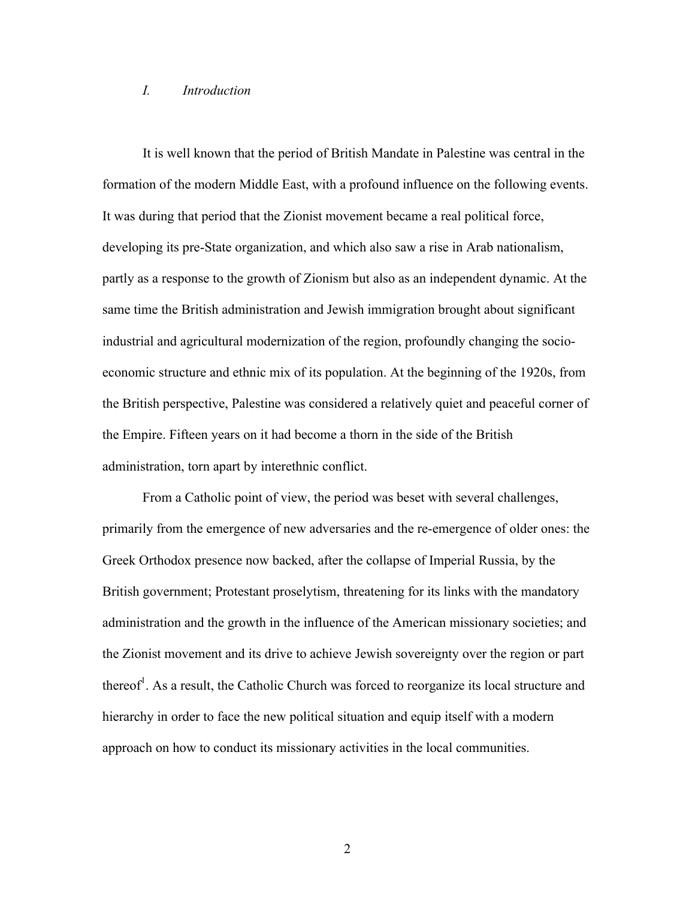## *I. Introduction*

It is well known that the period of British Mandate in Palestine was central in the formation of the modern Middle East, with a profound influence on the following events. It was during that period that the Zionist movement became a real political force, developing its pre-State organization, and which also saw a rise in Arab nationalism, partly as a response to the growth of Zionism but also as an independent dynamic. At the same time the British administration and Jewish immigration brought about significant industrial and agricultural modernization of the region, profoundly changing the socio-economic structure and ethnic mix of its population. At the beginning of the 1920s, from the British perspective, Palestine was considered a relatively quiet and peaceful corner of the Empire. Fifteen years on it had become a thorn in the side of the British administration, torn apart by interethnic conflict.

From a Catholic point of view, the period was beset with several challenges, primarily from the emergence of new adversaries and the re-emergence of older ones: the Greek Orthodox presence now backed, after the collapse of Imperial Russia, by the British government; Protestant proselytism, threatening for its links with the mandatory administration and the growth in the influence of the American missionary societies; and the Zionist movement and its drive to achieve Jewish sovereignty over the region or part thereof[1]. As a result, the Catholic Church was forced to reorganize its local structure and hierarchy in order to face the new political situation and equip itself with a modern approach on how to conduct its missionary activities in the local communities.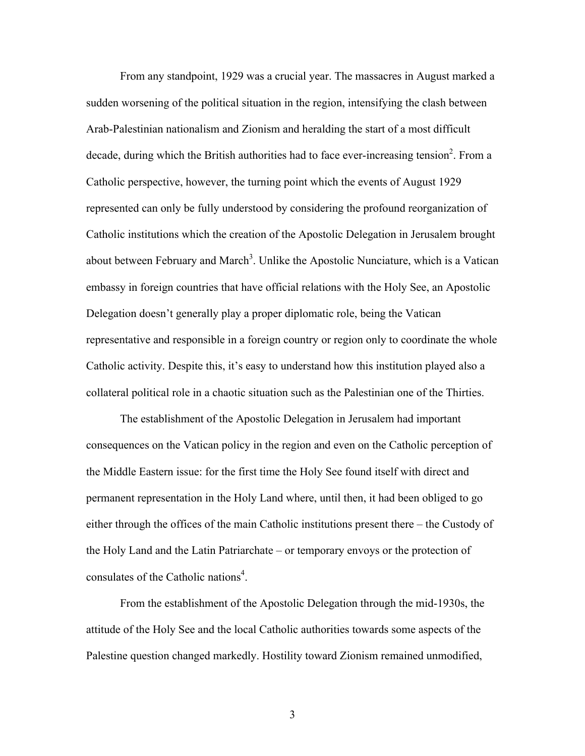From any standpoint, 1929 was a crucial year. The massacres in August marked a sudden worsening of the political situation in the region, intensifying the clash between Arab-Palestinian nationalism and Zionism and heralding the start of a most difficult decade, during which the British authorities had to face ever-increasing tension[2]. From a Catholic perspective, however, the turning point which the events of August 1929 represented can only be fully understood by considering the profound reorganization of Catholic institutions which the creation of the Apostolic Delegation in Jerusalem brought about between February and March[3]. Unlike the Apostolic Nunciature, which is a Vatican embassy in foreign countries that have official relations with the Holy See, an Apostolic Delegation doesn't generally play a proper diplomatic role, being the Vatican representative and responsible in a foreign country or region only to coordinate the whole Catholic activity. Despite this, it's easy to understand how this institution played also a collateral political role in a chaotic situation such as the Palestinian one of the Thirties.

The establishment of the Apostolic Delegation in Jerusalem had important consequences on the Vatican policy in the region and even on the Catholic perception of the Middle Eastern issue: for the first time the Holy See found itself with direct and permanent representation in the Holy Land where, until then, it had been obliged to go either through the offices of the main Catholic institutions present there – the Custody of the Holy Land and the Latin Patriarchate – or temporary envoys or the protection of consulates of the Catholic nations[4].

From the establishment of the Apostolic Delegation through the mid-1930s, the attitude of the Holy See and the local Catholic authorities towards some aspects of the Palestine question changed markedly. Hostility toward Zionism remained unmodified,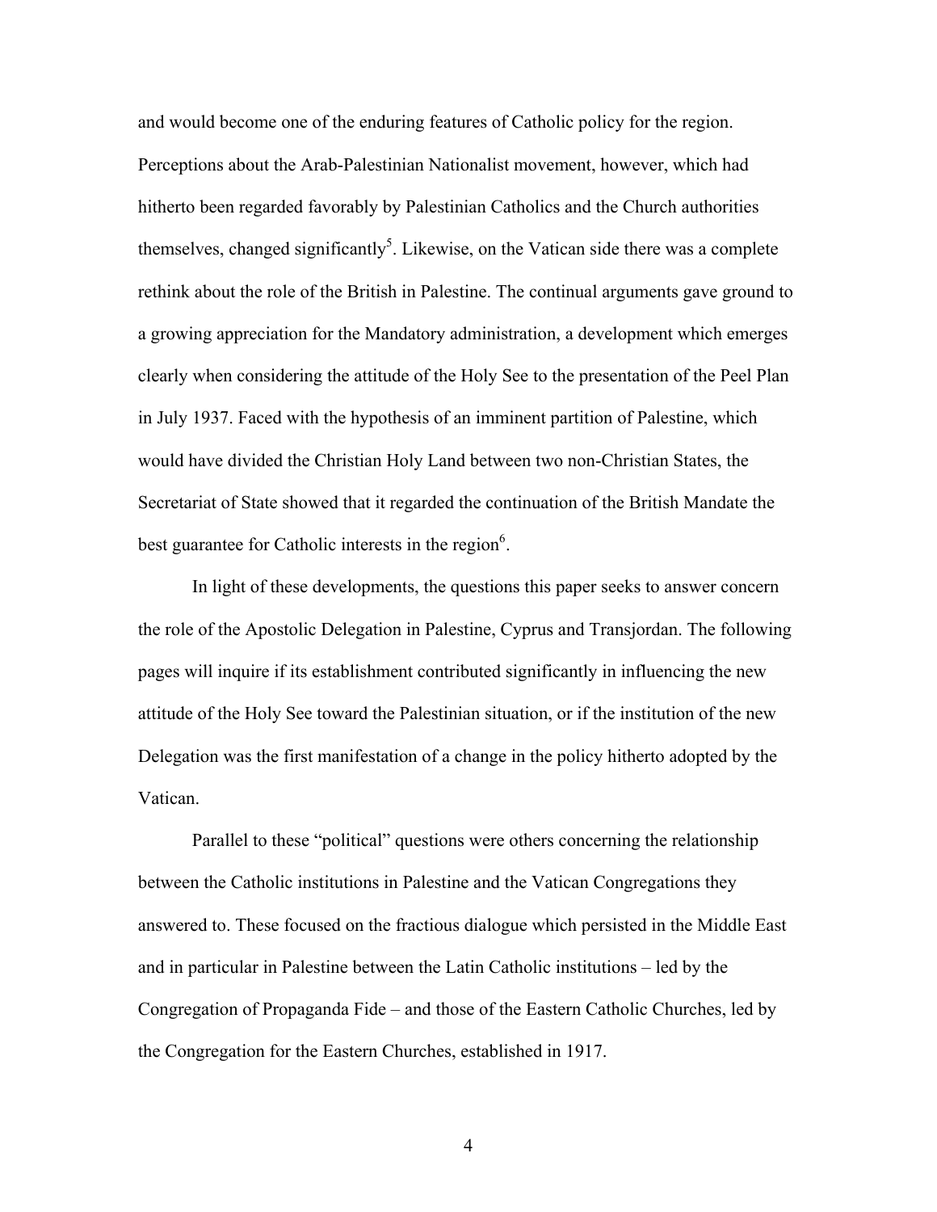and would become one of the enduring features of Catholic policy for the region. Perceptions about the Arab-Palestinian Nationalist movement, however, which had hitherto been regarded favorably by Palestinian Catholics and the Church authorities themselves, changed significantly[5]. Likewise, on the Vatican side there was a complete rethink about the role of the British in Palestine. The continual arguments gave ground to a growing appreciation for the Mandatory administration, a development which emerges clearly when considering the attitude of the Holy See to the presentation of the Peel Plan in July 1937. Faced with the hypothesis of an imminent partition of Palestine, which would have divided the Christian Holy Land between two non-Christian States, the Secretariat of State showed that it regarded the continuation of the British Mandate the best guarantee for Catholic interests in the region[6].

In light of these developments, the questions this paper seeks to answer concern the role of the Apostolic Delegation in Palestine, Cyprus and Transjordan. The following pages will inquire if its establishment contributed significantly in influencing the new attitude of the Holy See toward the Palestinian situation, or if the institution of the new Delegation was the first manifestation of a change in the policy hitherto adopted by the Vatican.

Parallel to these "political" questions were others concerning the relationship between the Catholic institutions in Palestine and the Vatican Congregations they answered to. These focused on the fractious dialogue which persisted in the Middle East and in particular in Palestine between the Latin Catholic institutions – led by the Congregation of Propaganda Fide – and those of the Eastern Catholic Churches, led by the Congregation for the Eastern Churches, established in 1917.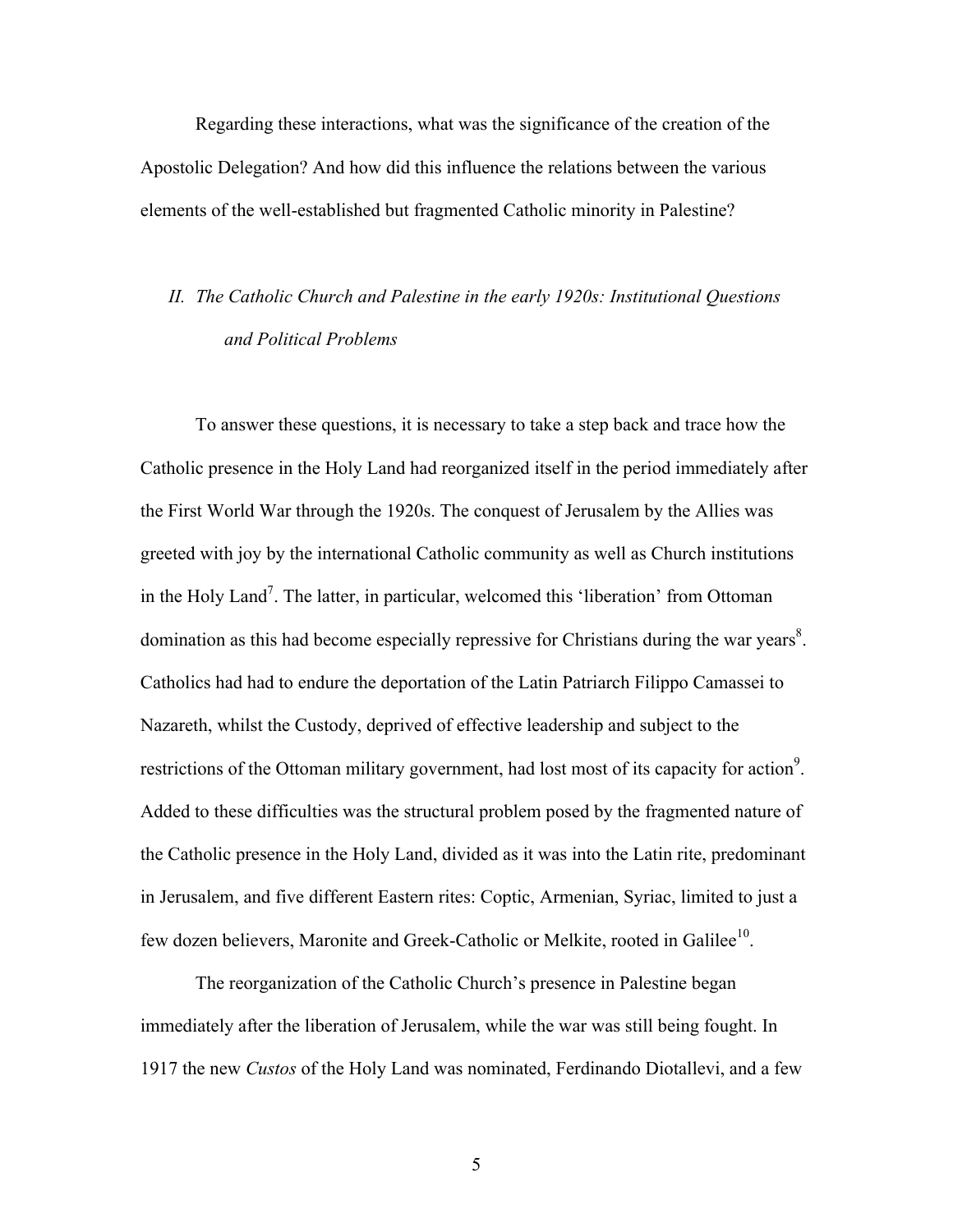Regarding these interactions, what was the significance of the creation of the Apostolic Delegation? And how did this influence the relations between the various elements of the well-established but fragmented Catholic minority in Palestine?

## *II. The Catholic Church and Palestine in the early 1920s: Institutional Questions and Political Problems*

To answer these questions, it is necessary to take a step back and trace how the Catholic presence in the Holy Land had reorganized itself in the period immediately after the First World War through the 1920s. The conquest of Jerusalem by the Allies was greeted with joy by the international Catholic community as well as Church institutions in the Holy Land[7]. The latter, in particular, welcomed this 'liberation' from Ottoman domination as this had become especially repressive for Christians during the war years[8]. Catholics had had to endure the deportation of the Latin Patriarch Filippo Camassei to Nazareth, whilst the Custody, deprived of effective leadership and subject to the restrictions of the Ottoman military government, had lost most of its capacity for action[9]. Added to these difficulties was the structural problem posed by the fragmented nature of the Catholic presence in the Holy Land, divided as it was into the Latin rite, predominant in Jerusalem, and five different Eastern rites: Coptic, Armenian, Syriac, limited to just a few dozen believers, Maronite and Greek-Catholic or Melkite, rooted in Galilee[10].

The reorganization of the Catholic Church's presence in Palestine began immediately after the liberation of Jerusalem, while the war was still being fought. In 1917 the new *Custos* of the Holy Land was nominated, Ferdinando Diotallevi, and a few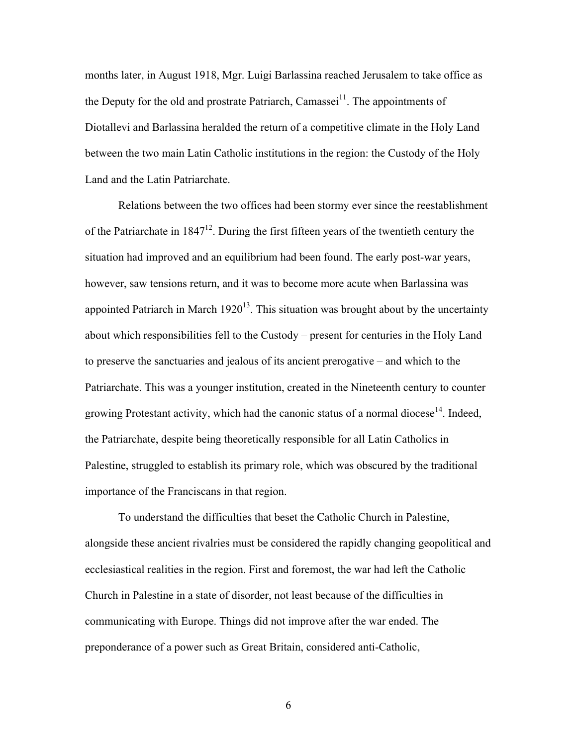months later, in August 1918, Mgr. Luigi Barlassina reached Jerusalem to take office as the Deputy for the old and prostrate Patriarch, Camassei[11]. The appointments of Diotallevi and Barlassina heralded the return of a competitive climate in the Holy Land between the two main Latin Catholic institutions in the region: the Custody of the Holy Land and the Latin Patriarchate.

Relations between the two offices had been stormy ever since the reestablishment of the Patriarchate in 1847[12]. During the first fifteen years of the twentieth century the situation had improved and an equilibrium had been found. The early post-war years, however, saw tensions return, and it was to become more acute when Barlassina was appointed Patriarch in March 1920[13]. This situation was brought about by the uncertainty about which responsibilities fell to the Custody – present for centuries in the Holy Land to preserve the sanctuaries and jealous of its ancient prerogative – and which to the Patriarchate. This was a younger institution, created in the Nineteenth century to counter growing Protestant activity, which had the canonic status of a normal diocese[14]. Indeed, the Patriarchate, despite being theoretically responsible for all Latin Catholics in Palestine, struggled to establish its primary role, which was obscured by the traditional importance of the Franciscans in that region.

To understand the difficulties that beset the Catholic Church in Palestine, alongside these ancient rivalries must be considered the rapidly changing geopolitical and ecclesiastical realities in the region. First and foremost, the war had left the Catholic Church in Palestine in a state of disorder, not least because of the difficulties in communicating with Europe. Things did not improve after the war ended. The preponderance of a power such as Great Britain, considered anti-Catholic,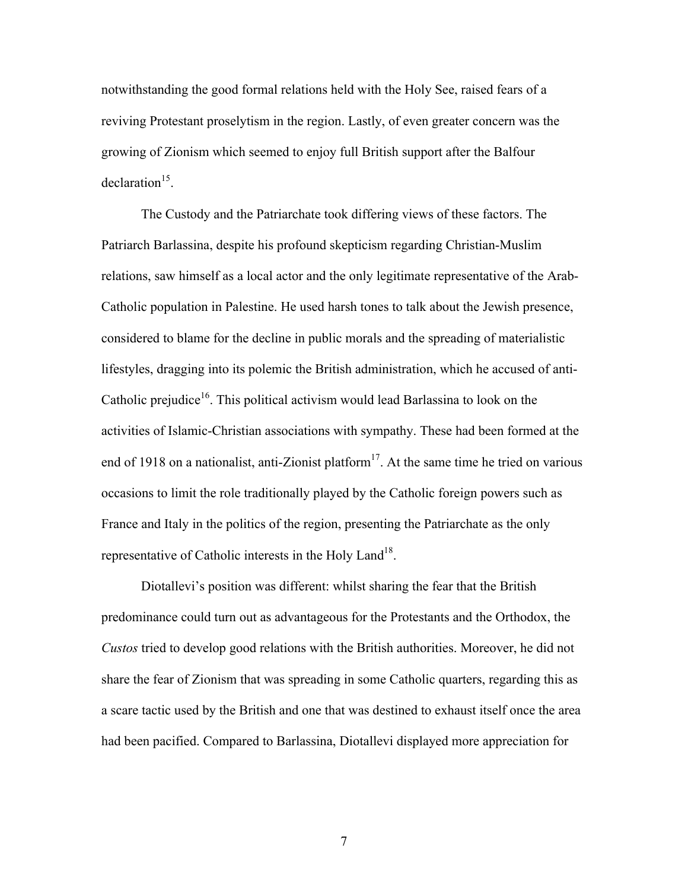notwithstanding the good formal relations held with the Holy See, raised fears of a reviving Protestant proselytism in the region. Lastly, of even greater concern was the growing of Zionism which seemed to enjoy full British support after the Balfour declaration[15].

The Custody and the Patriarchate took differing views of these factors. The Patriarch Barlassina, despite his profound skepticism regarding Christian-Muslim relations, saw himself as a local actor and the only legitimate representative of the Arab-Catholic population in Palestine. He used harsh tones to talk about the Jewish presence, considered to blame for the decline in public morals and the spreading of materialistic lifestyles, dragging into its polemic the British administration, which he accused of anti-Catholic prejudice[16]. This political activism would lead Barlassina to look on the activities of Islamic-Christian associations with sympathy. These had been formed at the end of 1918 on a nationalist, anti-Zionist platform[17]. At the same time he tried on various occasions to limit the role traditionally played by the Catholic foreign powers such as France and Italy in the politics of the region, presenting the Patriarchate as the only representative of Catholic interests in the Holy Land[18].

Diotallevi's position was different: whilst sharing the fear that the British predominance could turn out as advantageous for the Protestants and the Orthodox, the *Custos* tried to develop good relations with the British authorities. Moreover, he did not share the fear of Zionism that was spreading in some Catholic quarters, regarding this as a scare tactic used by the British and one that was destined to exhaust itself once the area had been pacified. Compared to Barlassina, Diotallevi displayed more appreciation for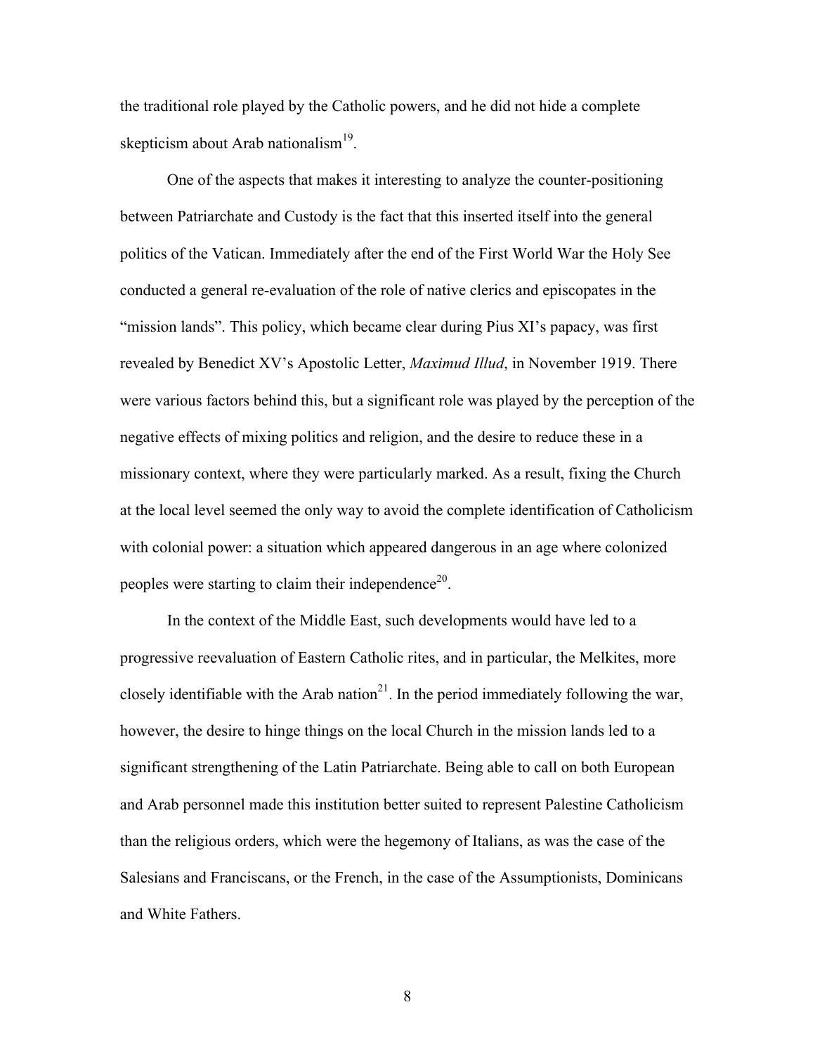the traditional role played by the Catholic powers, and he did not hide a complete skepticism about Arab nationalism[19].

One of the aspects that makes it interesting to analyze the counter-positioning between Patriarchate and Custody is the fact that this inserted itself into the general politics of the Vatican. Immediately after the end of the First World War the Holy See conducted a general re-evaluation of the role of native clerics and episcopates in the "mission lands". This policy, which became clear during Pius XI's papacy, was first revealed by Benedict XV's Apostolic Letter, *Maximud Illud*, in November 1919. There were various factors behind this, but a significant role was played by the perception of the negative effects of mixing politics and religion, and the desire to reduce these in a missionary context, where they were particularly marked. As a result, fixing the Church at the local level seemed the only way to avoid the complete identification of Catholicism with colonial power: a situation which appeared dangerous in an age where colonized peoples were starting to claim their independence[20].

In the context of the Middle East, such developments would have led to a progressive reevaluation of Eastern Catholic rites, and in particular, the Melkites, more closely identifiable with the Arab nation[21]. In the period immediately following the war, however, the desire to hinge things on the local Church in the mission lands led to a significant strengthening of the Latin Patriarchate. Being able to call on both European and Arab personnel made this institution better suited to represent Palestine Catholicism than the religious orders, which were the hegemony of Italians, as was the case of the Salesians and Franciscans, or the French, in the case of the Assumptionists, Dominicans and White Fathers.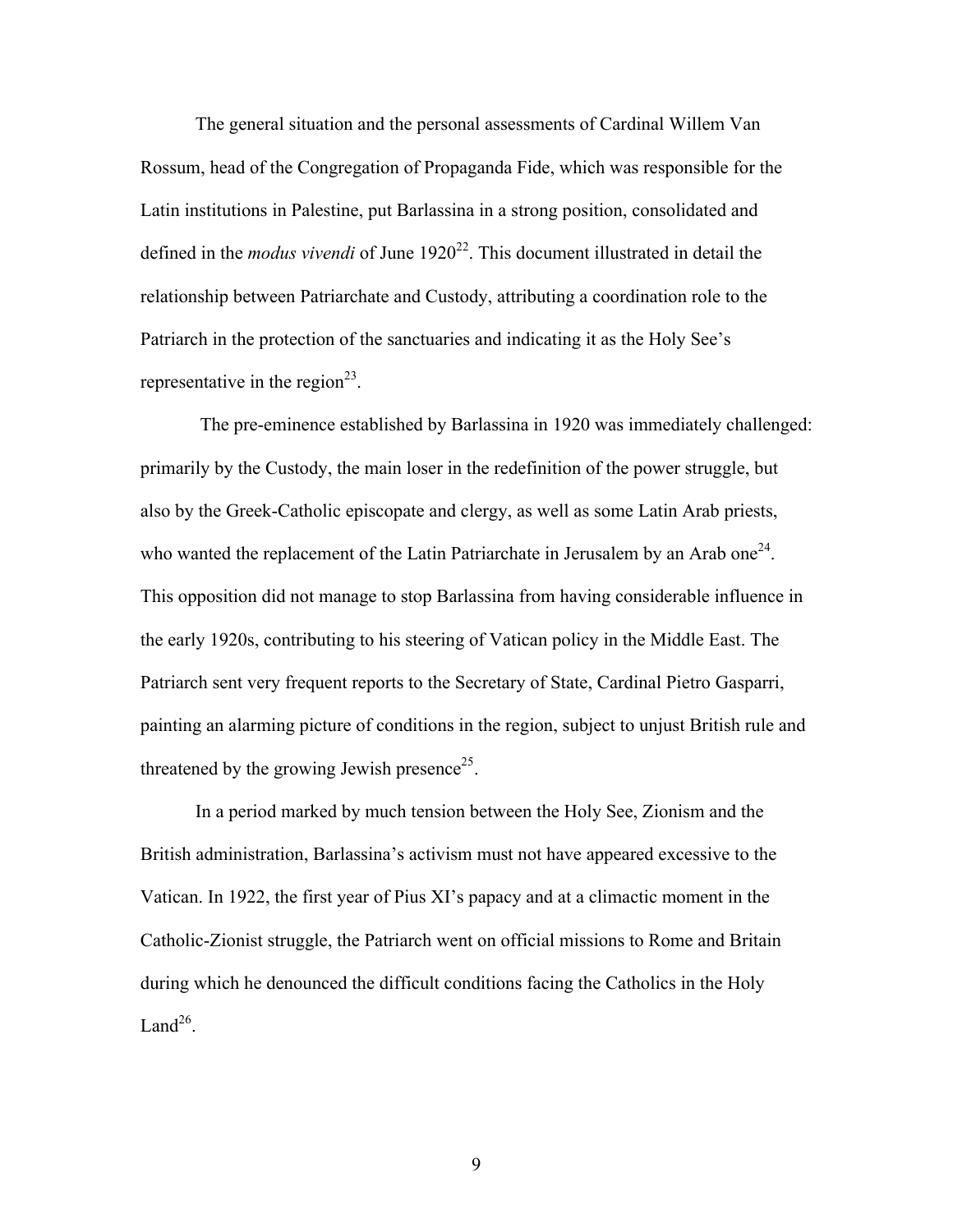The general situation and the personal assessments of Cardinal Willem Van Rossum, head of the Congregation of Propaganda Fide, which was responsible for the Latin institutions in Palestine, put Barlassina in a strong position, consolidated and defined in the *modus vivendi* of June 1920[22]. This document illustrated in detail the relationship between Patriarchate and Custody, attributing a coordination role to the Patriarch in the protection of the sanctuaries and indicating it as the Holy See's representative in the region[23].

The pre-eminence established by Barlassina in 1920 was immediately challenged: primarily by the Custody, the main loser in the redefinition of the power struggle, but also by the Greek-Catholic episcopate and clergy, as well as some Latin Arab priests, who wanted the replacement of the Latin Patriarchate in Jerusalem by an Arab one[24]. This opposition did not manage to stop Barlassina from having considerable influence in the early 1920s, contributing to his steering of Vatican policy in the Middle East. The Patriarch sent very frequent reports to the Secretary of State, Cardinal Pietro Gasparri, painting an alarming picture of conditions in the region, subject to unjust British rule and threatened by the growing Jewish presence[25].

In a period marked by much tension between the Holy See, Zionism and the British administration, Barlassina's activism must not have appeared excessive to the Vatican. In 1922, the first year of Pius XI's papacy and at a climactic moment in the Catholic-Zionist struggle, the Patriarch went on official missions to Rome and Britain during which he denounced the difficult conditions facing the Catholics in the Holy Land[26].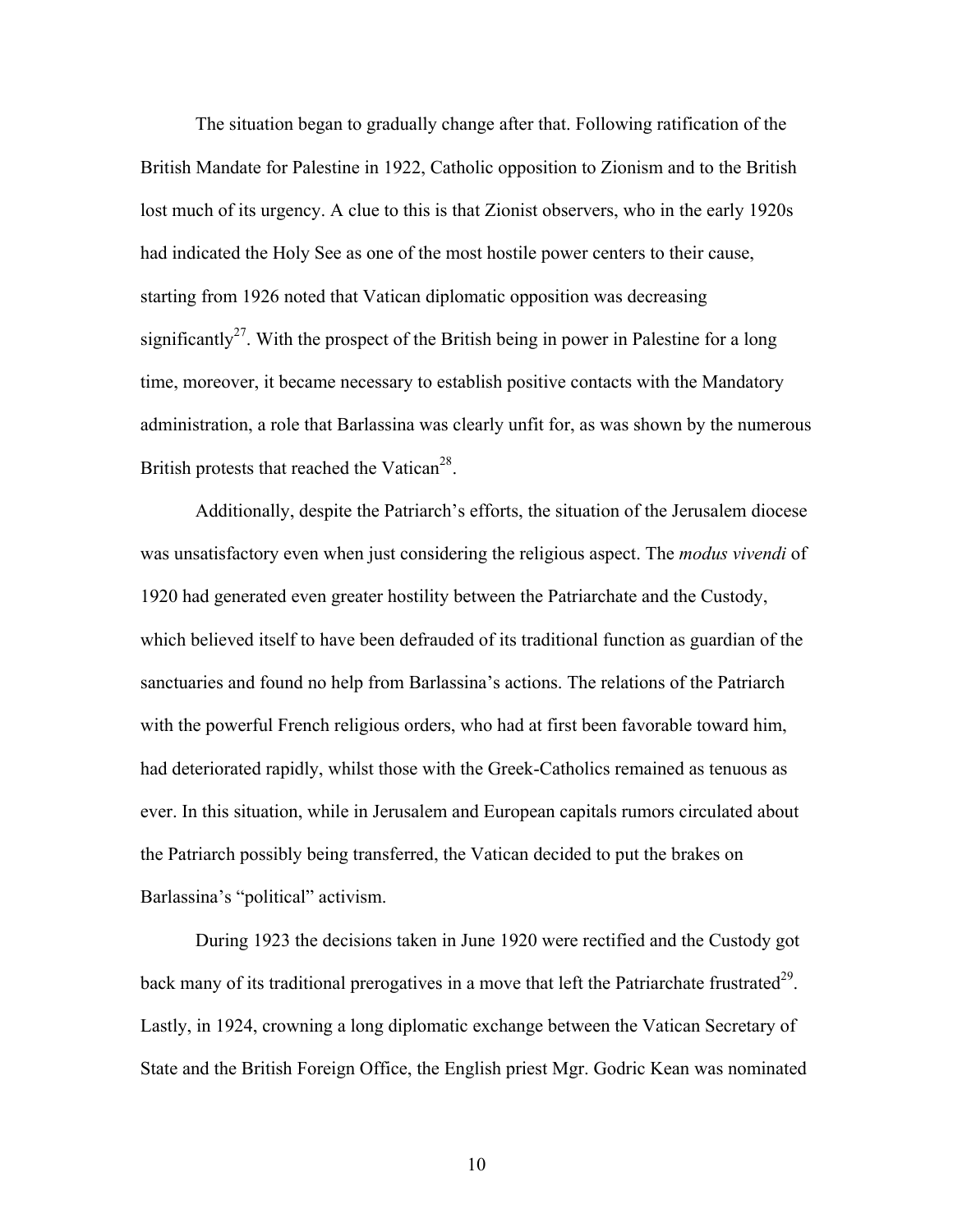The situation began to gradually change after that. Following ratification of the British Mandate for Palestine in 1922, Catholic opposition to Zionism and to the British lost much of its urgency. A clue to this is that Zionist observers, who in the early 1920s had indicated the Holy See as one of the most hostile power centers to their cause, starting from 1926 noted that Vatican diplomatic opposition was decreasing significantly[27]. With the prospect of the British being in power in Palestine for a long time, moreover, it became necessary to establish positive contacts with the Mandatory administration, a role that Barlassina was clearly unfit for, as was shown by the numerous British protests that reached the Vatican[28].

Additionally, despite the Patriarch's efforts, the situation of the Jerusalem diocese was unsatisfactory even when just considering the religious aspect. The *modus vivendi* of 1920 had generated even greater hostility between the Patriarchate and the Custody, which believed itself to have been defrauded of its traditional function as guardian of the sanctuaries and found no help from Barlassina's actions. The relations of the Patriarch with the powerful French religious orders, who had at first been favorable toward him, had deteriorated rapidly, whilst those with the Greek-Catholics remained as tenuous as ever. In this situation, while in Jerusalem and European capitals rumors circulated about the Patriarch possibly being transferred, the Vatican decided to put the brakes on Barlassina's "political" activism.

During 1923 the decisions taken in June 1920 were rectified and the Custody got back many of its traditional prerogatives in a move that left the Patriarchate frustrated[29]. Lastly, in 1924, crowning a long diplomatic exchange between the Vatican Secretary of State and the British Foreign Office, the English priest Mgr. Godric Kean was nominated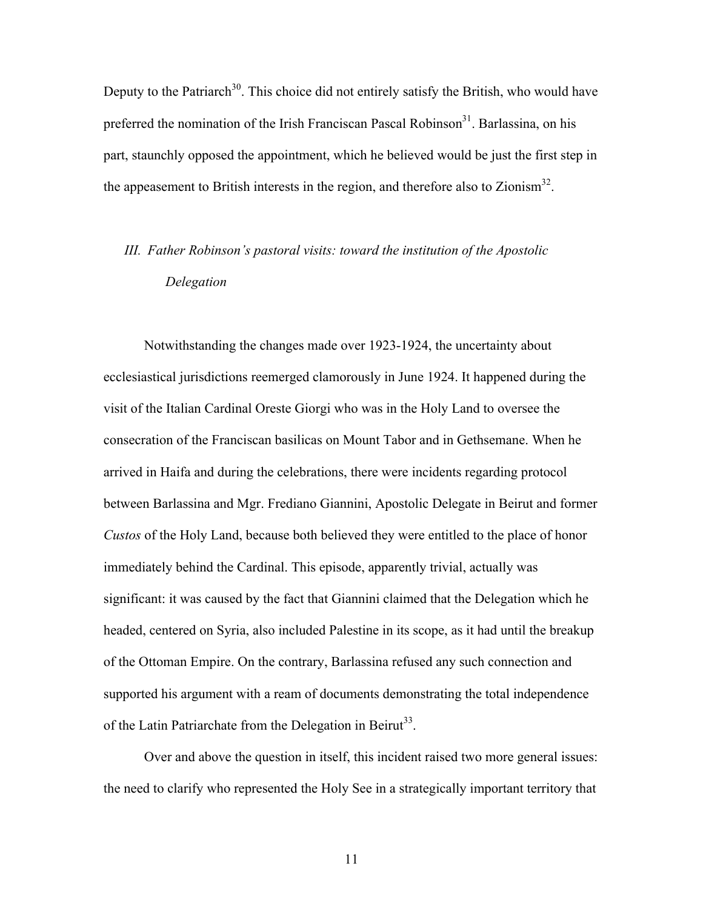Deputy to the Patriarch[30]. This choice did not entirely satisfy the British, who would have preferred the nomination of the Irish Franciscan Pascal Robinson[31]. Barlassina, on his part, staunchly opposed the appointment, which he believed would be just the first step in the appeasement to British interests in the region, and therefore also to Zionism[32].

### *III. Father Robinson's pastoral visits: toward the institution of the Apostolic Delegation*

Notwithstanding the changes made over 1923-1924, the uncertainty about ecclesiastical jurisdictions reemerged clamorously in June 1924. It happened during the visit of the Italian Cardinal Oreste Giorgi who was in the Holy Land to oversee the consecration of the Franciscan basilicas on Mount Tabor and in Gethsemane. When he arrived in Haifa and during the celebrations, there were incidents regarding protocol between Barlassina and Mgr. Frediano Giannini, Apostolic Delegate in Beirut and former *Custos* of the Holy Land, because both believed they were entitled to the place of honor immediately behind the Cardinal. This episode, apparently trivial, actually was significant: it was caused by the fact that Giannini claimed that the Delegation which he headed, centered on Syria, also included Palestine in its scope, as it had until the breakup of the Ottoman Empire. On the contrary, Barlassina refused any such connection and supported his argument with a ream of documents demonstrating the total independence of the Latin Patriarchate from the Delegation in Beirut[33].

Over and above the question in itself, this incident raised two more general issues: the need to clarify who represented the Holy See in a strategically important territory that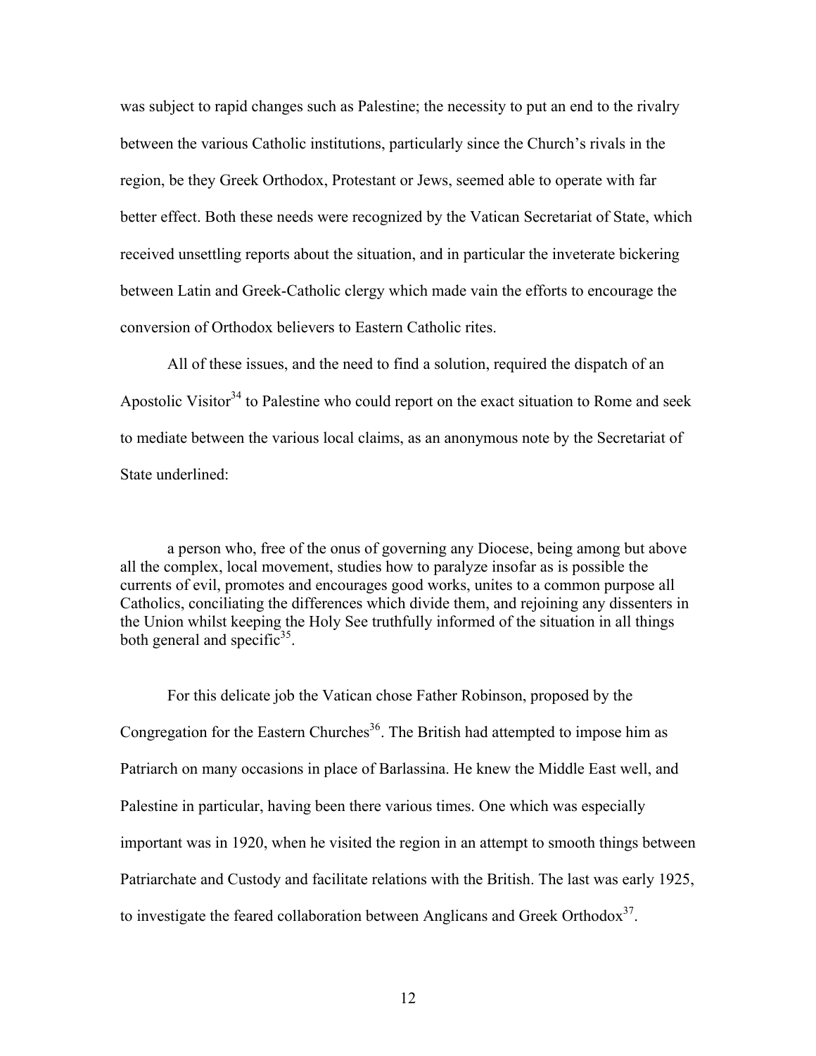was subject to rapid changes such as Palestine; the necessity to put an end to the rivalry between the various Catholic institutions, particularly since the Church's rivals in the region, be they Greek Orthodox, Protestant or Jews, seemed able to operate with far better effect. Both these needs were recognized by the Vatican Secretariat of State, which received unsettling reports about the situation, and in particular the inveterate bickering between Latin and Greek-Catholic clergy which made vain the efforts to encourage the conversion of Orthodox believers to Eastern Catholic rites.

All of these issues, and the need to find a solution, required the dispatch of an Apostolic Visitor[34] to Palestine who could report on the exact situation to Rome and seek to mediate between the various local claims, as an anonymous note by the Secretariat of State underlined:

> a person who, free of the onus of governing any Diocese, being among but above all the complex, local movement, studies how to paralyze insofar as is possible the currents of evil, promotes and encourages good works, unites to a common purpose all Catholics, conciliating the differences which divide them, and rejoining any dissenters in the Union whilst keeping the Holy See truthfully informed of the situation in all things both general and specific[35].

For this delicate job the Vatican chose Father Robinson, proposed by the Congregation for the Eastern Churches[36]. The British had attempted to impose him as Patriarch on many occasions in place of Barlassina. He knew the Middle East well, and Palestine in particular, having been there various times. One which was especially important was in 1920, when he visited the region in an attempt to smooth things between Patriarchate and Custody and facilitate relations with the British. The last was early 1925, to investigate the feared collaboration between Anglicans and Greek Orthodox[37].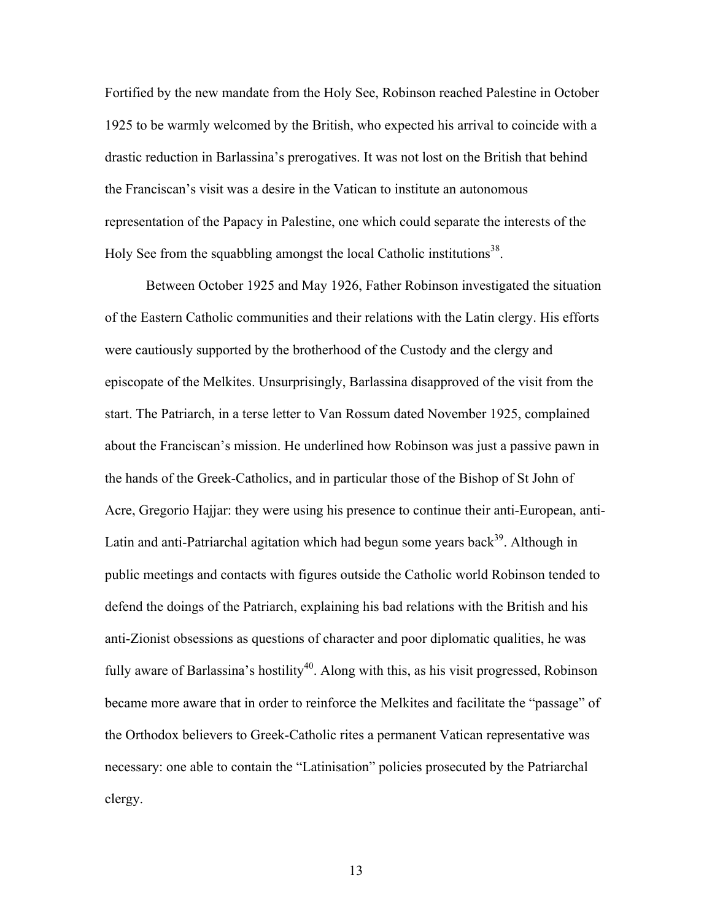Fortified by the new mandate from the Holy See, Robinson reached Palestine in October 1925 to be warmly welcomed by the British, who expected his arrival to coincide with a drastic reduction in Barlassina's prerogatives. It was not lost on the British that behind the Franciscan's visit was a desire in the Vatican to institute an autonomous representation of the Papacy in Palestine, one which could separate the interests of the Holy See from the squabbling amongst the local Catholic institutions[38].

Between October 1925 and May 1926, Father Robinson investigated the situation of the Eastern Catholic communities and their relations with the Latin clergy. His efforts were cautiously supported by the brotherhood of the Custody and the clergy and episcopate of the Melkites. Unsurprisingly, Barlassina disapproved of the visit from the start. The Patriarch, in a terse letter to Van Rossum dated November 1925, complained about the Franciscan's mission. He underlined how Robinson was just a passive pawn in the hands of the Greek-Catholics, and in particular those of the Bishop of St John of Acre, Gregorio Hajjar: they were using his presence to continue their anti-European, anti-Latin and anti-Patriarchal agitation which had begun some years back[39]. Although in public meetings and contacts with figures outside the Catholic world Robinson tended to defend the doings of the Patriarch, explaining his bad relations with the British and his anti-Zionist obsessions as questions of character and poor diplomatic qualities, he was fully aware of Barlassina's hostility[40]. Along with this, as his visit progressed, Robinson became more aware that in order to reinforce the Melkites and facilitate the "passage" of the Orthodox believers to Greek-Catholic rites a permanent Vatican representative was necessary: one able to contain the "Latinisation" policies prosecuted by the Patriarchal clergy.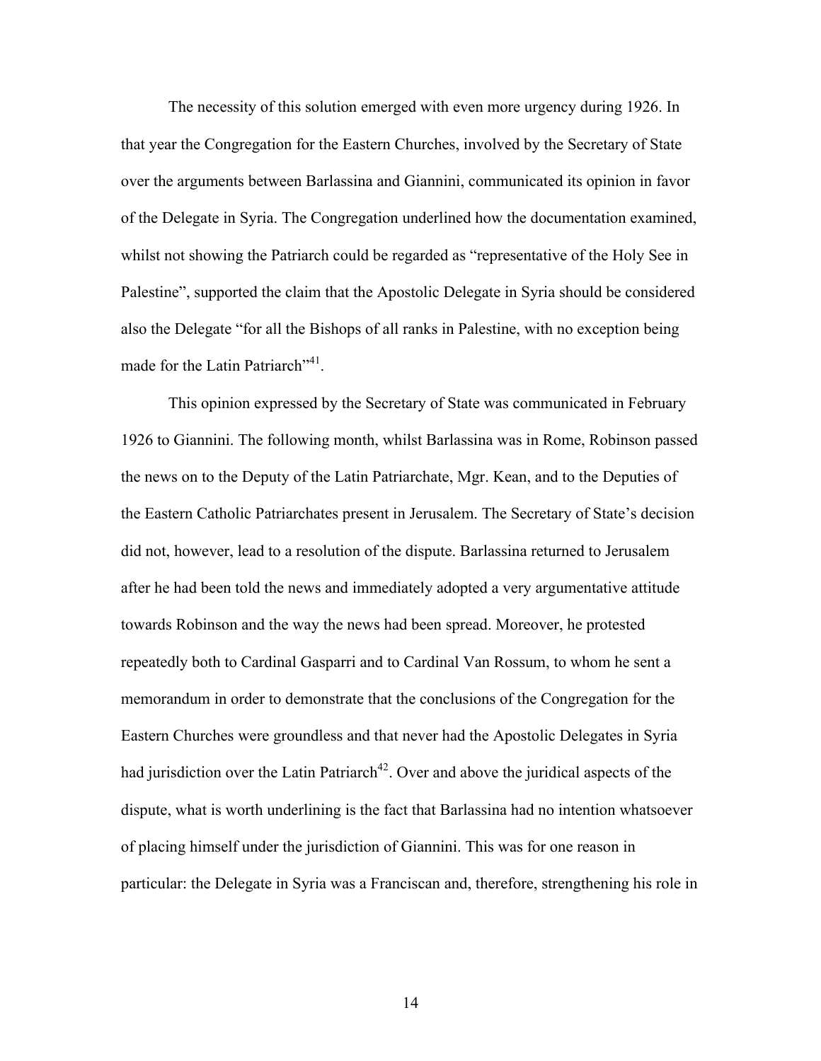The necessity of this solution emerged with even more urgency during 1926. In that year the Congregation for the Eastern Churches, involved by the Secretary of State over the arguments between Barlassina and Giannini, communicated its opinion in favor of the Delegate in Syria. The Congregation underlined how the documentation examined, whilst not showing the Patriarch could be regarded as "representative of the Holy See in Palestine", supported the claim that the Apostolic Delegate in Syria should be considered also the Delegate "for all the Bishops of all ranks in Palestine, with no exception being made for the Latin Patriarch"[41].

This opinion expressed by the Secretary of State was communicated in February 1926 to Giannini. The following month, whilst Barlassina was in Rome, Robinson passed the news on to the Deputy of the Latin Patriarchate, Mgr. Kean, and to the Deputies of the Eastern Catholic Patriarchates present in Jerusalem. The Secretary of State's decision did not, however, lead to a resolution of the dispute. Barlassina returned to Jerusalem after he had been told the news and immediately adopted a very argumentative attitude towards Robinson and the way the news had been spread. Moreover, he protested repeatedly both to Cardinal Gasparri and to Cardinal Van Rossum, to whom he sent a memorandum in order to demonstrate that the conclusions of the Congregation for the Eastern Churches were groundless and that never had the Apostolic Delegates in Syria had jurisdiction over the Latin Patriarch[42]. Over and above the juridical aspects of the dispute, what is worth underlining is the fact that Barlassina had no intention whatsoever of placing himself under the jurisdiction of Giannini. This was for one reason in particular: the Delegate in Syria was a Franciscan and, therefore, strengthening his role in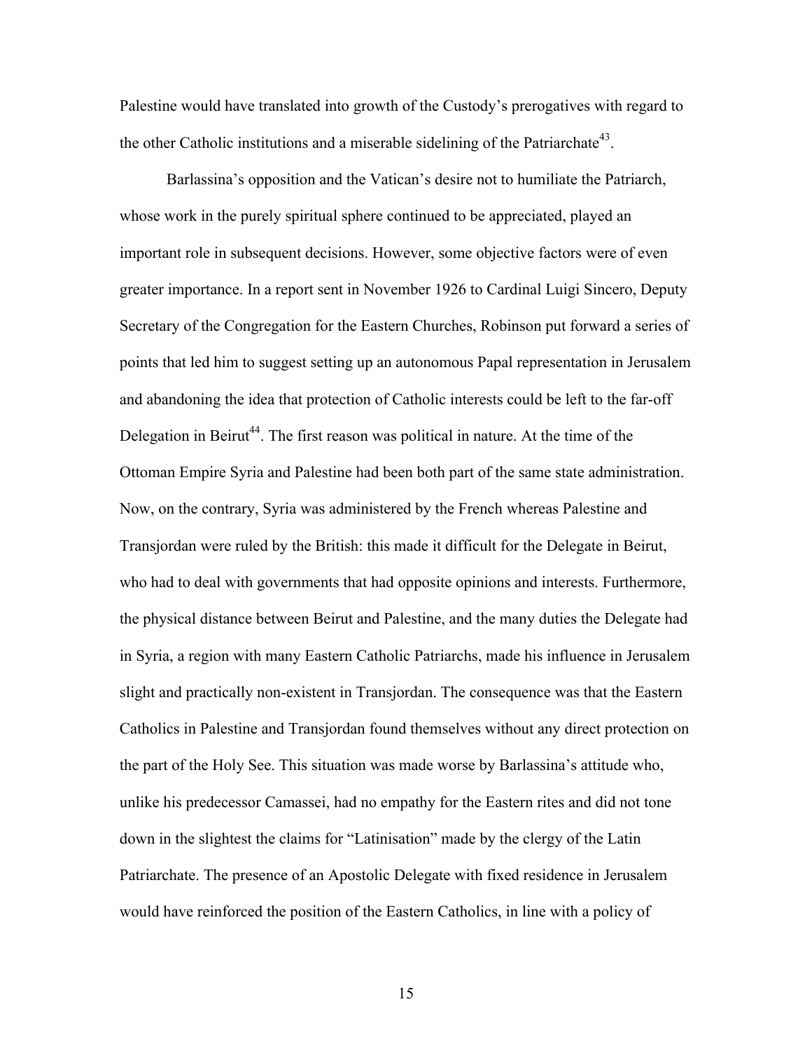Palestine would have translated into growth of the Custody's prerogatives with regard to the other Catholic institutions and a miserable sidelining of the Patriarchate[43].

Barlassina's opposition and the Vatican's desire not to humiliate the Patriarch, whose work in the purely spiritual sphere continued to be appreciated, played an important role in subsequent decisions. However, some objective factors were of even greater importance. In a report sent in November 1926 to Cardinal Luigi Sincero, Deputy Secretary of the Congregation for the Eastern Churches, Robinson put forward a series of points that led him to suggest setting up an autonomous Papal representation in Jerusalem and abandoning the idea that protection of Catholic interests could be left to the far-off Delegation in Beirut[44]. The first reason was political in nature. At the time of the Ottoman Empire Syria and Palestine had been both part of the same state administration. Now, on the contrary, Syria was administered by the French whereas Palestine and Transjordan were ruled by the British: this made it difficult for the Delegate in Beirut, who had to deal with governments that had opposite opinions and interests. Furthermore, the physical distance between Beirut and Palestine, and the many duties the Delegate had in Syria, a region with many Eastern Catholic Patriarchs, made his influence in Jerusalem slight and practically non-existent in Transjordan. The consequence was that the Eastern Catholics in Palestine and Transjordan found themselves without any direct protection on the part of the Holy See. This situation was made worse by Barlassina's attitude who, unlike his predecessor Camassei, had no empathy for the Eastern rites and did not tone down in the slightest the claims for "Latinisation" made by the clergy of the Latin Patriarchate. The presence of an Apostolic Delegate with fixed residence in Jerusalem would have reinforced the position of the Eastern Catholics, in line with a policy of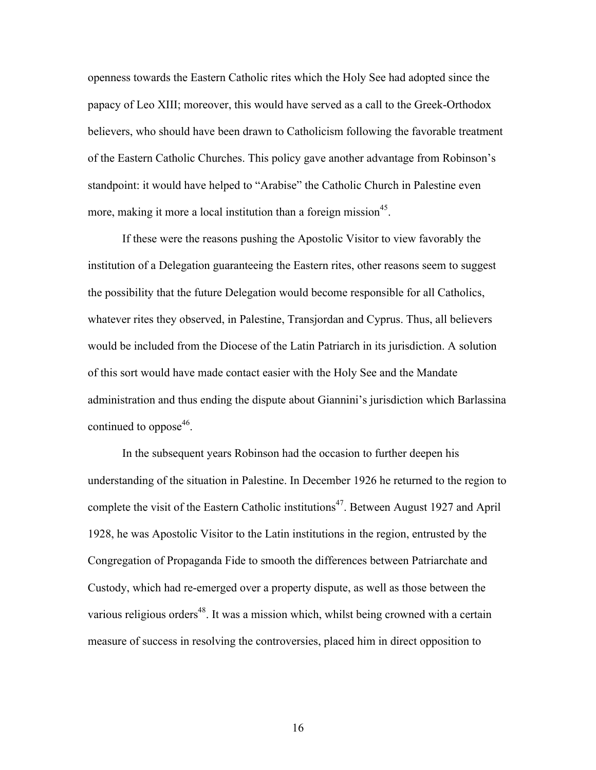openness towards the Eastern Catholic rites which the Holy See had adopted since the papacy of Leo XIII; moreover, this would have served as a call to the Greek-Orthodox believers, who should have been drawn to Catholicism following the favorable treatment of the Eastern Catholic Churches. This policy gave another advantage from Robinson's standpoint: it would have helped to "Arabise" the Catholic Church in Palestine even more, making it more a local institution than a foreign mission[45].

If these were the reasons pushing the Apostolic Visitor to view favorably the institution of a Delegation guaranteeing the Eastern rites, other reasons seem to suggest the possibility that the future Delegation would become responsible for all Catholics, whatever rites they observed, in Palestine, Transjordan and Cyprus. Thus, all believers would be included from the Diocese of the Latin Patriarch in its jurisdiction. A solution of this sort would have made contact easier with the Holy See and the Mandate administration and thus ending the dispute about Giannini's jurisdiction which Barlassina continued to oppose[46].

In the subsequent years Robinson had the occasion to further deepen his understanding of the situation in Palestine. In December 1926 he returned to the region to complete the visit of the Eastern Catholic institutions[47]. Between August 1927 and April 1928, he was Apostolic Visitor to the Latin institutions in the region, entrusted by the Congregation of Propaganda Fide to smooth the differences between Patriarchate and Custody, which had re-emerged over a property dispute, as well as those between the various religious orders[48]. It was a mission which, whilst being crowned with a certain measure of success in resolving the controversies, placed him in direct opposition to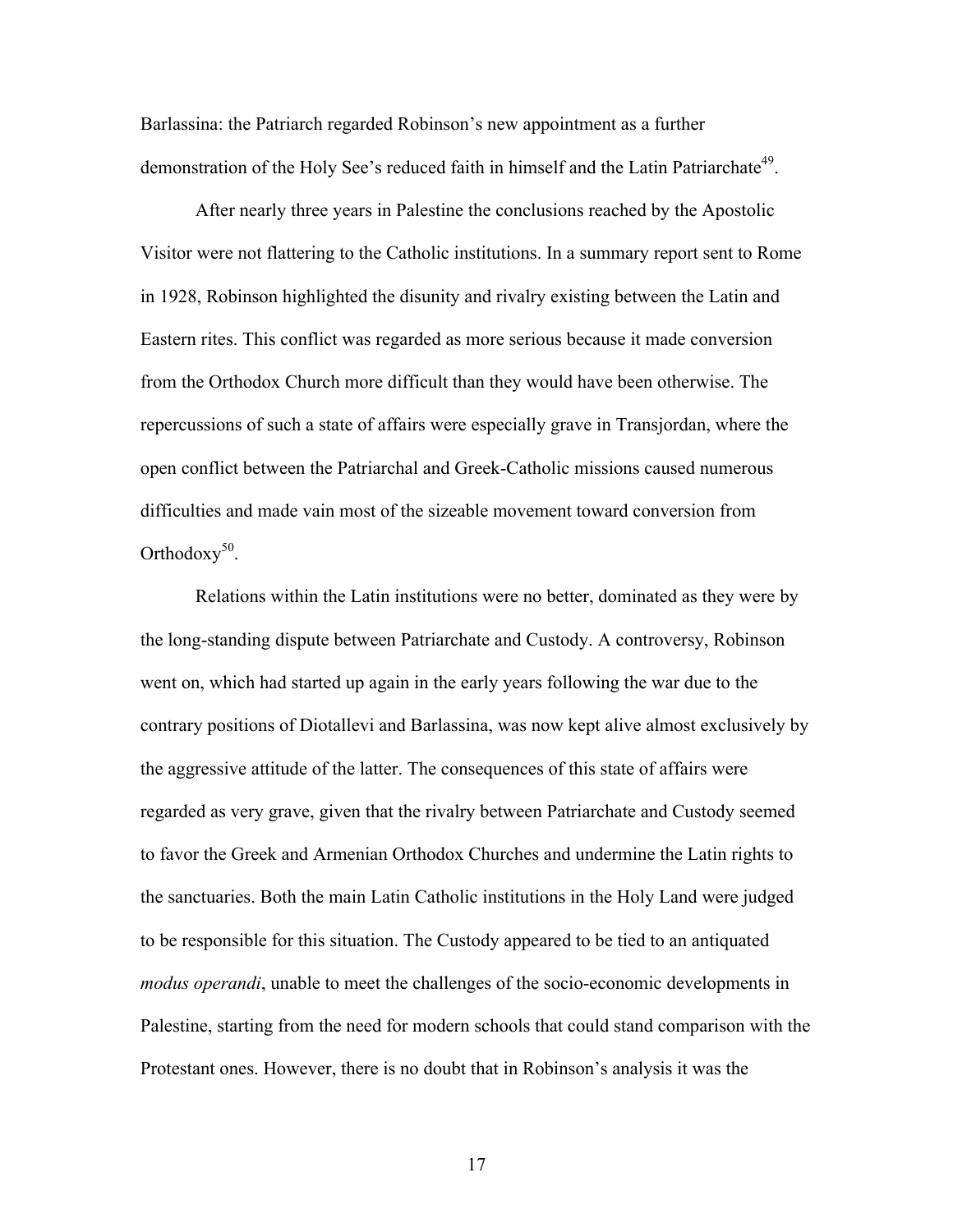Barlassina: the Patriarch regarded Robinson's new appointment as a further demonstration of the Holy See's reduced faith in himself and the Latin Patriarchate[49].

After nearly three years in Palestine the conclusions reached by the Apostolic Visitor were not flattering to the Catholic institutions. In a summary report sent to Rome in 1928, Robinson highlighted the disunity and rivalry existing between the Latin and Eastern rites. This conflict was regarded as more serious because it made conversion from the Orthodox Church more difficult than they would have been otherwise. The repercussions of such a state of affairs were especially grave in Transjordan, where the open conflict between the Patriarchal and Greek-Catholic missions caused numerous difficulties and made vain most of the sizeable movement toward conversion from Orthodoxy[50].

Relations within the Latin institutions were no better, dominated as they were by the long-standing dispute between Patriarchate and Custody. A controversy, Robinson went on, which had started up again in the early years following the war due to the contrary positions of Diotallevi and Barlassina, was now kept alive almost exclusively by the aggressive attitude of the latter. The consequences of this state of affairs were regarded as very grave, given that the rivalry between Patriarchate and Custody seemed to favor the Greek and Armenian Orthodox Churches and undermine the Latin rights to the sanctuaries. Both the main Latin Catholic institutions in the Holy Land were judged to be responsible for this situation. The Custody appeared to be tied to an antiquated *modus operandi*, unable to meet the challenges of the socio-economic developments in Palestine, starting from the need for modern schools that could stand comparison with the Protestant ones. However, there is no doubt that in Robinson's analysis it was the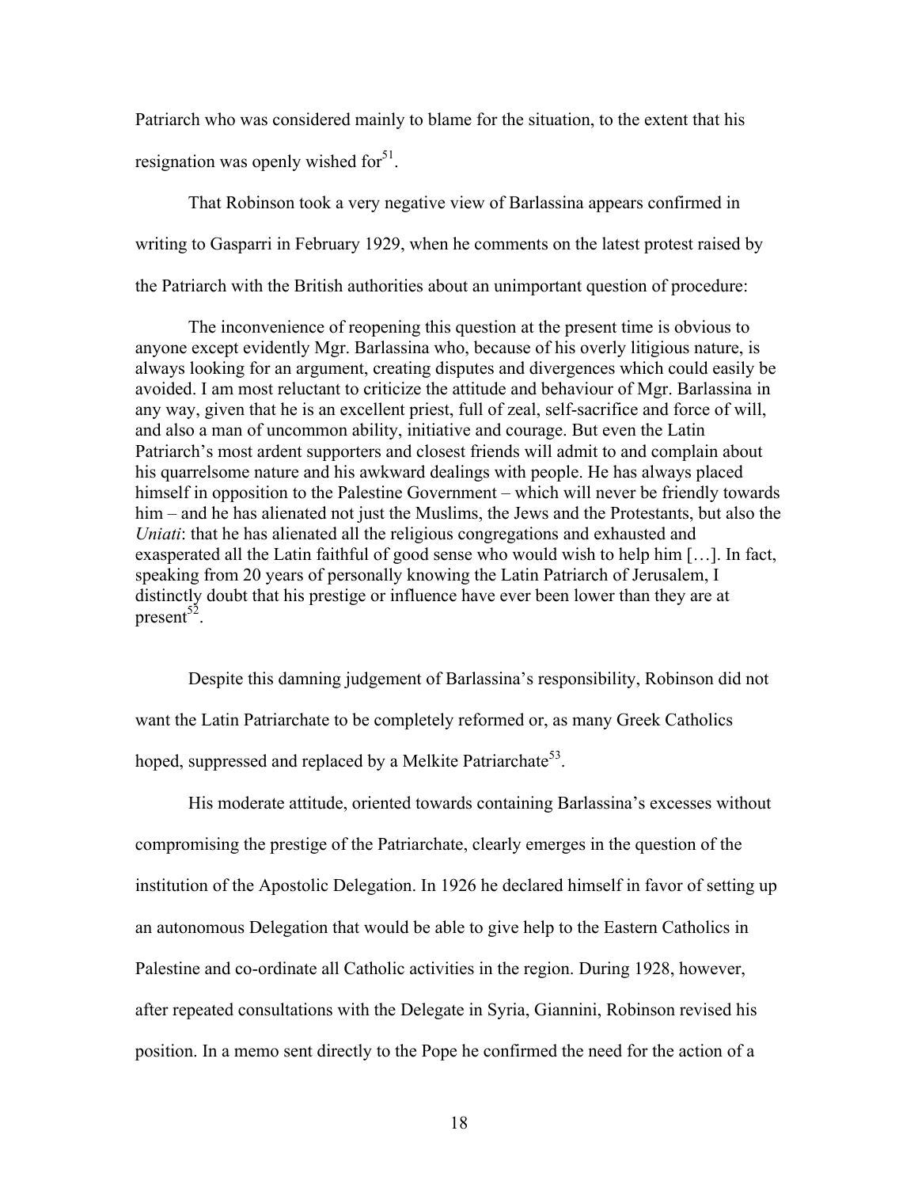Patriarch who was considered mainly to blame for the situation, to the extent that his resignation was openly wished for[51].

That Robinson took a very negative view of Barlassina appears confirmed in writing to Gasparri in February 1929, when he comments on the latest protest raised by the Patriarch with the British authorities about an unimportant question of procedure:

> The inconvenience of reopening this question at the present time is obvious to anyone except evidently Mgr. Barlassina who, because of his overly litigious nature, is always looking for an argument, creating disputes and divergences which could easily be avoided. I am most reluctant to criticize the attitude and behaviour of Mgr. Barlassina in any way, given that he is an excellent priest, full of zeal, self-sacrifice and force of will, and also a man of uncommon ability, initiative and courage. But even the Latin Patriarch's most ardent supporters and closest friends will admit to and complain about his quarrelsome nature and his awkward dealings with people. He has always placed himself in opposition to the Palestine Government – which will never be friendly towards him – and he has alienated not just the Muslims, the Jews and the Protestants, but also the *Uniati*: that he has alienated all the religious congregations and exhausted and exasperated all the Latin faithful of good sense who would wish to help him […]. In fact, speaking from 20 years of personally knowing the Latin Patriarch of Jerusalem, I distinctly doubt that his prestige or influence have ever been lower than they are at present[52].

Despite this damning judgement of Barlassina's responsibility, Robinson did not want the Latin Patriarchate to be completely reformed or, as many Greek Catholics hoped, suppressed and replaced by a Melkite Patriarchate[53].

His moderate attitude, oriented towards containing Barlassina's excesses without compromising the prestige of the Patriarchate, clearly emerges in the question of the institution of the Apostolic Delegation. In 1926 he declared himself in favor of setting up an autonomous Delegation that would be able to give help to the Eastern Catholics in Palestine and co-ordinate all Catholic activities in the region. During 1928, however, after repeated consultations with the Delegate in Syria, Giannini, Robinson revised his position. In a memo sent directly to the Pope he confirmed the need for the action of a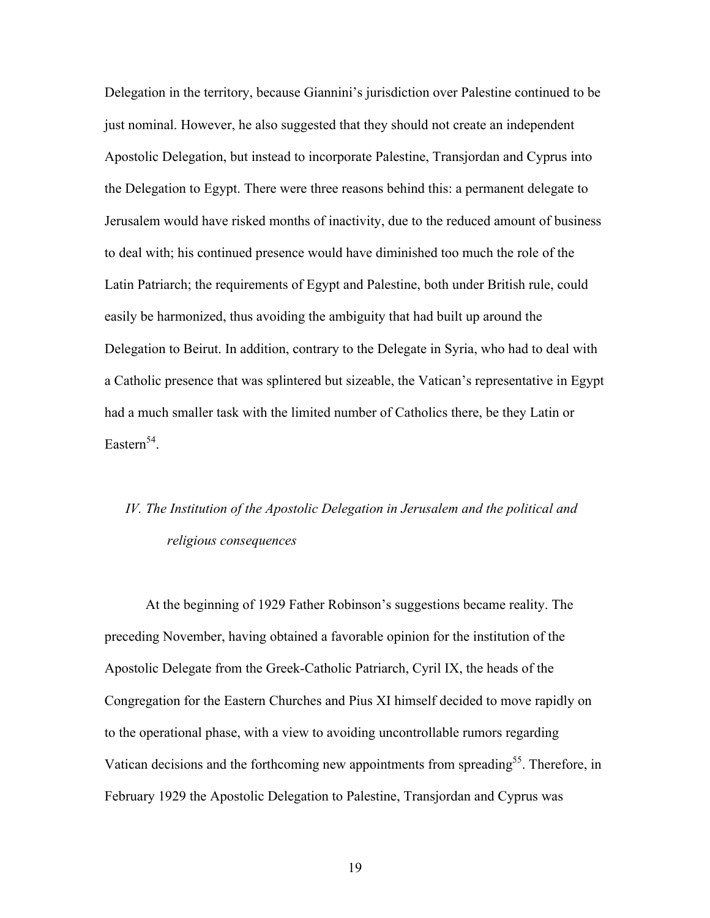Delegation in the territory, because Giannini's jurisdiction over Palestine continued to be just nominal. However, he also suggested that they should not create an independent Apostolic Delegation, but instead to incorporate Palestine, Transjordan and Cyprus into the Delegation to Egypt. There were three reasons behind this: a permanent delegate to Jerusalem would have risked months of inactivity, due to the reduced amount of business to deal with; his continued presence would have diminished too much the role of the Latin Patriarch; the requirements of Egypt and Palestine, both under British rule, could easily be harmonized, thus avoiding the ambiguity that had built up around the Delegation to Beirut. In addition, contrary to the Delegate in Syria, who had to deal with a Catholic presence that was splintered but sizeable, the Vatican's representative in Egypt had a much smaller task with the limited number of Catholics there, be they Latin or Eastern[54].

## *IV. The Institution of the Apostolic Delegation in Jerusalem and the political and religious consequences*

At the beginning of 1929 Father Robinson's suggestions became reality. The preceding November, having obtained a favorable opinion for the institution of the Apostolic Delegate from the Greek-Catholic Patriarch, Cyril IX, the heads of the Congregation for the Eastern Churches and Pius XI himself decided to move rapidly on to the operational phase, with a view to avoiding uncontrollable rumors regarding Vatican decisions and the forthcoming new appointments from spreading[55]. Therefore, in February 1929 the Apostolic Delegation to Palestine, Transjordan and Cyprus was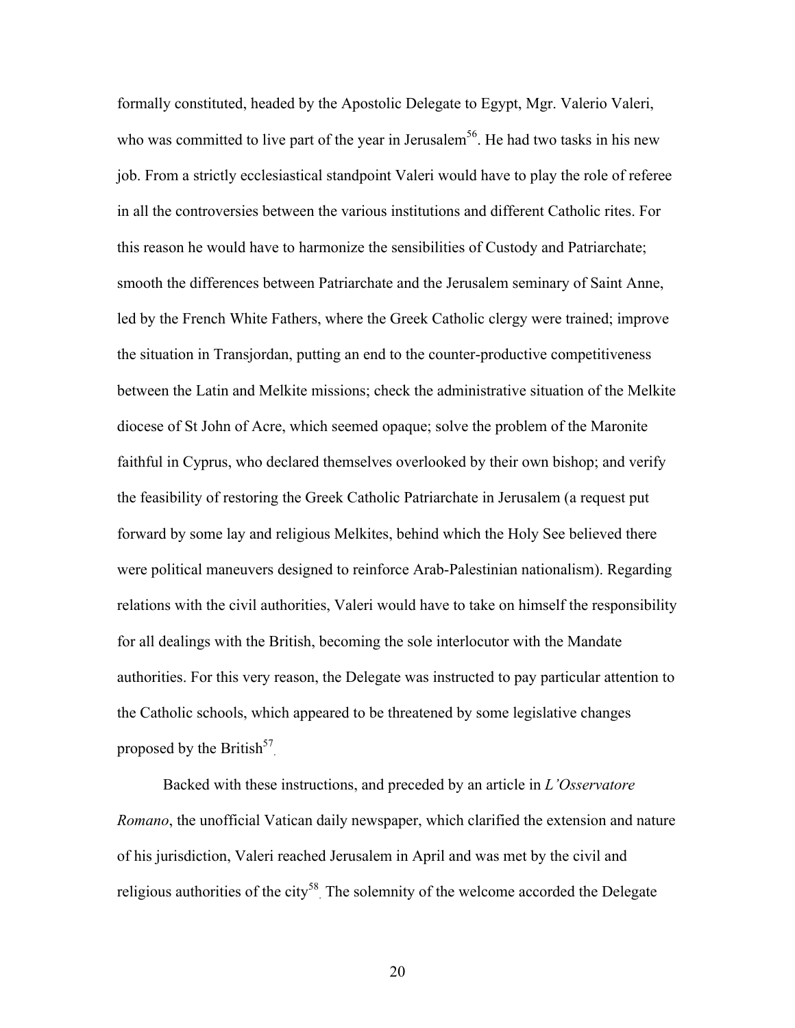formally constituted, headed by the Apostolic Delegate to Egypt, Mgr. Valerio Valeri, who was committed to live part of the year in Jerusalem[56]. He had two tasks in his new job. From a strictly ecclesiastical standpoint Valeri would have to play the role of referee in all the controversies between the various institutions and different Catholic rites. For this reason he would have to harmonize the sensibilities of Custody and Patriarchate; smooth the differences between Patriarchate and the Jerusalem seminary of Saint Anne, led by the French White Fathers, where the Greek Catholic clergy were trained; improve the situation in Transjordan, putting an end to the counter-productive competitiveness between the Latin and Melkite missions; check the administrative situation of the Melkite diocese of St John of Acre, which seemed opaque; solve the problem of the Maronite faithful in Cyprus, who declared themselves overlooked by their own bishop; and verify the feasibility of restoring the Greek Catholic Patriarchate in Jerusalem (a request put forward by some lay and religious Melkites, behind which the Holy See believed there were political maneuvers designed to reinforce Arab-Palestinian nationalism). Regarding relations with the civil authorities, Valeri would have to take on himself the responsibility for all dealings with the British, becoming the sole interlocutor with the Mandate authorities. For this very reason, the Delegate was instructed to pay particular attention to the Catholic schools, which appeared to be threatened by some legislative changes proposed by the British[57].

Backed with these instructions, and preceded by an article in *L'Osservatore Romano*, the unofficial Vatican daily newspaper, which clarified the extension and nature of his jurisdiction, Valeri reached Jerusalem in April and was met by the civil and religious authorities of the city[58]. The solemnity of the welcome accorded the Delegate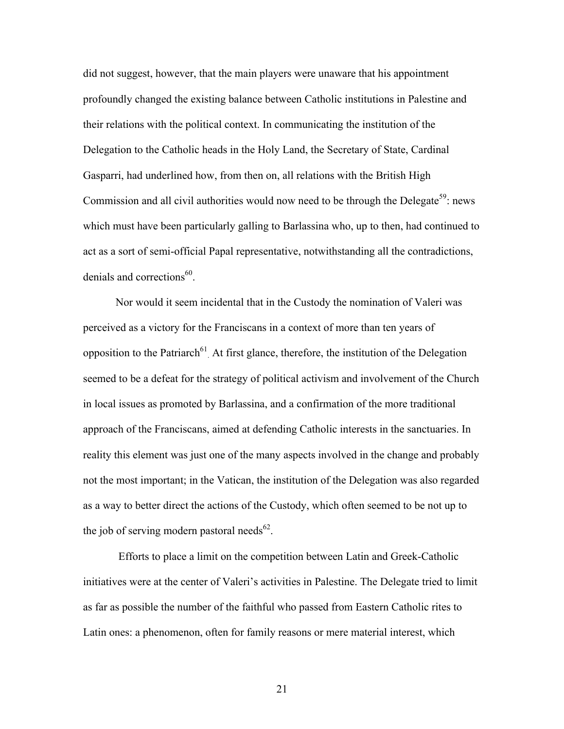did not suggest, however, that the main players were unaware that his appointment profoundly changed the existing balance between Catholic institutions in Palestine and their relations with the political context. In communicating the institution of the Delegation to the Catholic heads in the Holy Land, the Secretary of State, Cardinal Gasparri, had underlined how, from then on, all relations with the British High Commission and all civil authorities would now need to be through the Delegate[59]: news which must have been particularly galling to Barlassina who, up to then, had continued to act as a sort of semi-official Papal representative, notwithstanding all the contradictions, denials and corrections[60].

Nor would it seem incidental that in the Custody the nomination of Valeri was perceived as a victory for the Franciscans in a context of more than ten years of opposition to the Patriarch[61]. At first glance, therefore, the institution of the Delegation seemed to be a defeat for the strategy of political activism and involvement of the Church in local issues as promoted by Barlassina, and a confirmation of the more traditional approach of the Franciscans, aimed at defending Catholic interests in the sanctuaries. In reality this element was just one of the many aspects involved in the change and probably not the most important; in the Vatican, the institution of the Delegation was also regarded as a way to better direct the actions of the Custody, which often seemed to be not up to the job of serving modern pastoral needs[62].

Efforts to place a limit on the competition between Latin and Greek-Catholic initiatives were at the center of Valeri's activities in Palestine. The Delegate tried to limit as far as possible the number of the faithful who passed from Eastern Catholic rites to Latin ones: a phenomenon, often for family reasons or mere material interest, which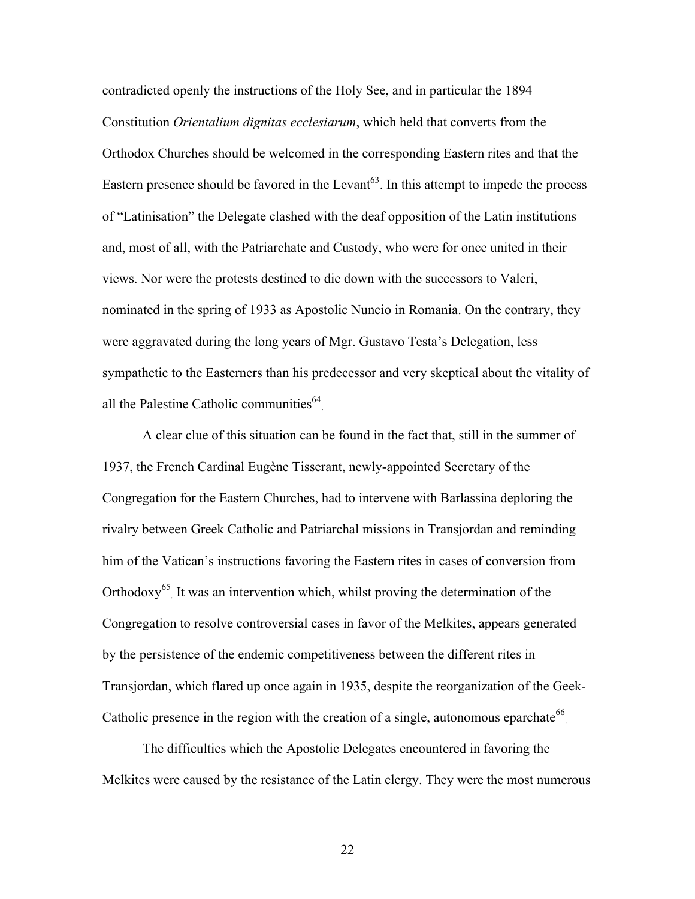contradicted openly the instructions of the Holy See, and in particular the 1894 Constitution *Orientalium dignitas ecclesiarum*, which held that converts from the Orthodox Churches should be welcomed in the corresponding Eastern rites and that the Eastern presence should be favored in the Levant[63]. In this attempt to impede the process of "Latinisation" the Delegate clashed with the deaf opposition of the Latin institutions and, most of all, with the Patriarchate and Custody, who were for once united in their views. Nor were the protests destined to die down with the successors to Valeri, nominated in the spring of 1933 as Apostolic Nuncio in Romania. On the contrary, they were aggravated during the long years of Mgr. Gustavo Testa's Delegation, less sympathetic to the Easterners than his predecessor and very skeptical about the vitality of all the Palestine Catholic communities[64].

A clear clue of this situation can be found in the fact that, still in the summer of 1937, the French Cardinal Eugène Tisserant, newly-appointed Secretary of the Congregation for the Eastern Churches, had to intervene with Barlassina deploring the rivalry between Greek Catholic and Patriarchal missions in Transjordan and reminding him of the Vatican's instructions favoring the Eastern rites in cases of conversion from Orthodoxy[65]. It was an intervention which, whilst proving the determination of the Congregation to resolve controversial cases in favor of the Melkites, appears generated by the persistence of the endemic competitiveness between the different rites in Transjordan, which flared up once again in 1935, despite the reorganization of the Geek-Catholic presence in the region with the creation of a single, autonomous eparchate[66].

The difficulties which the Apostolic Delegates encountered in favoring the Melkites were caused by the resistance of the Latin clergy. They were the most numerous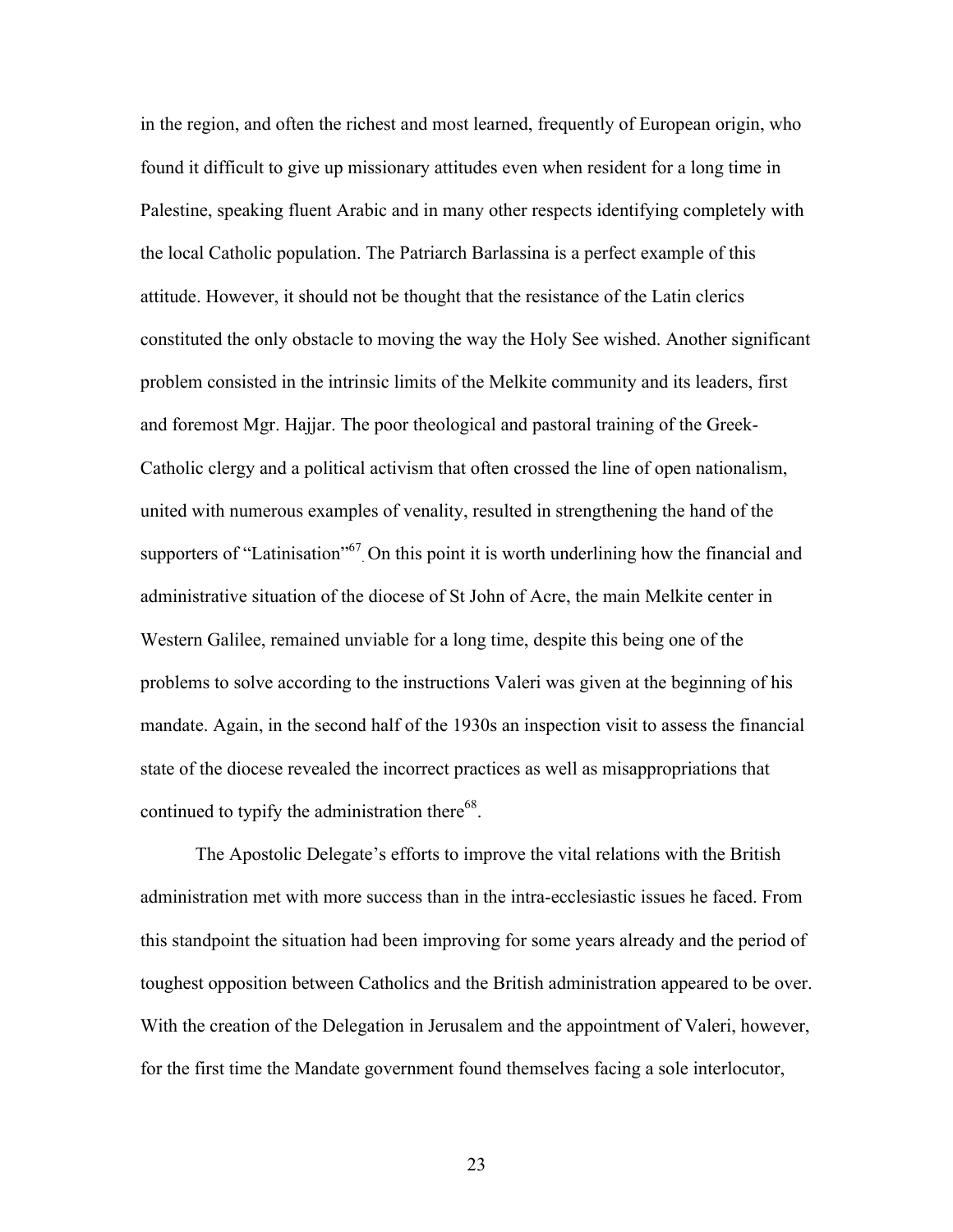in the region, and often the richest and most learned, frequently of European origin, who found it difficult to give up missionary attitudes even when resident for a long time in Palestine, speaking fluent Arabic and in many other respects identifying completely with the local Catholic population. The Patriarch Barlassina is a perfect example of this attitude. However, it should not be thought that the resistance of the Latin clerics constituted the only obstacle to moving the way the Holy See wished. Another significant problem consisted in the intrinsic limits of the Melkite community and its leaders, first and foremost Mgr. Hajjar. The poor theological and pastoral training of the Greek-Catholic clergy and a political activism that often crossed the line of open nationalism, united with numerous examples of venality, resulted in strengthening the hand of the supporters of "Latinisation"[67]. On this point it is worth underlining how the financial and administrative situation of the diocese of St John of Acre, the main Melkite center in Western Galilee, remained unviable for a long time, despite this being one of the problems to solve according to the instructions Valeri was given at the beginning of his mandate. Again, in the second half of the 1930s an inspection visit to assess the financial state of the diocese revealed the incorrect practices as well as misappropriations that continued to typify the administration there[68].

The Apostolic Delegate's efforts to improve the vital relations with the British administration met with more success than in the intra-ecclesiastic issues he faced. From this standpoint the situation had been improving for some years already and the period of toughest opposition between Catholics and the British administration appeared to be over. With the creation of the Delegation in Jerusalem and the appointment of Valeri, however, for the first time the Mandate government found themselves facing a sole interlocutor,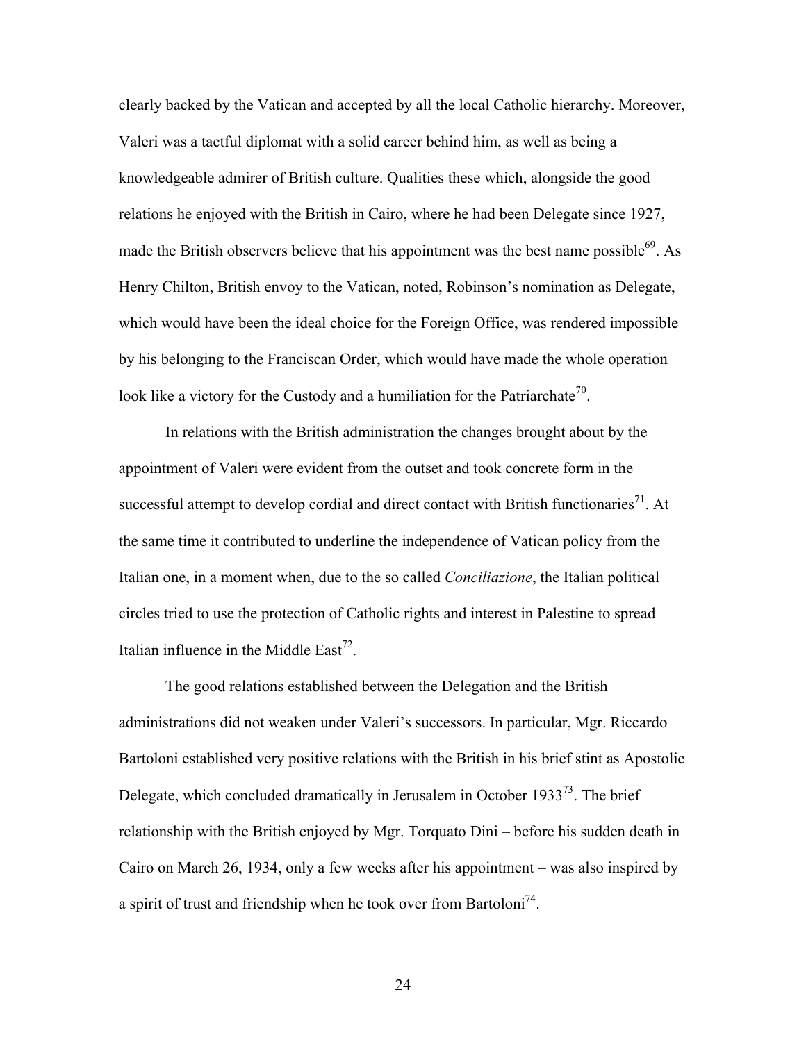clearly backed by the Vatican and accepted by all the local Catholic hierarchy. Moreover, Valeri was a tactful diplomat with a solid career behind him, as well as being a knowledgeable admirer of British culture. Qualities these which, alongside the good relations he enjoyed with the British in Cairo, where he had been Delegate since 1927, made the British observers believe that his appointment was the best name possible[69]. As Henry Chilton, British envoy to the Vatican, noted, Robinson's nomination as Delegate, which would have been the ideal choice for the Foreign Office, was rendered impossible by his belonging to the Franciscan Order, which would have made the whole operation look like a victory for the Custody and a humiliation for the Patriarchate[70].

In relations with the British administration the changes brought about by the appointment of Valeri were evident from the outset and took concrete form in the successful attempt to develop cordial and direct contact with British functionaries[71]. At the same time it contributed to underline the independence of Vatican policy from the Italian one, in a moment when, due to the so called *Conciliazione*, the Italian political circles tried to use the protection of Catholic rights and interest in Palestine to spread Italian influence in the Middle East[72].

The good relations established between the Delegation and the British administrations did not weaken under Valeri's successors. In particular, Mgr. Riccardo Bartoloni established very positive relations with the British in his brief stint as Apostolic Delegate, which concluded dramatically in Jerusalem in October 1933[73]. The brief relationship with the British enjoyed by Mgr. Torquato Dini – before his sudden death in Cairo on March 26, 1934, only a few weeks after his appointment – was also inspired by a spirit of trust and friendship when he took over from Bartoloni[74].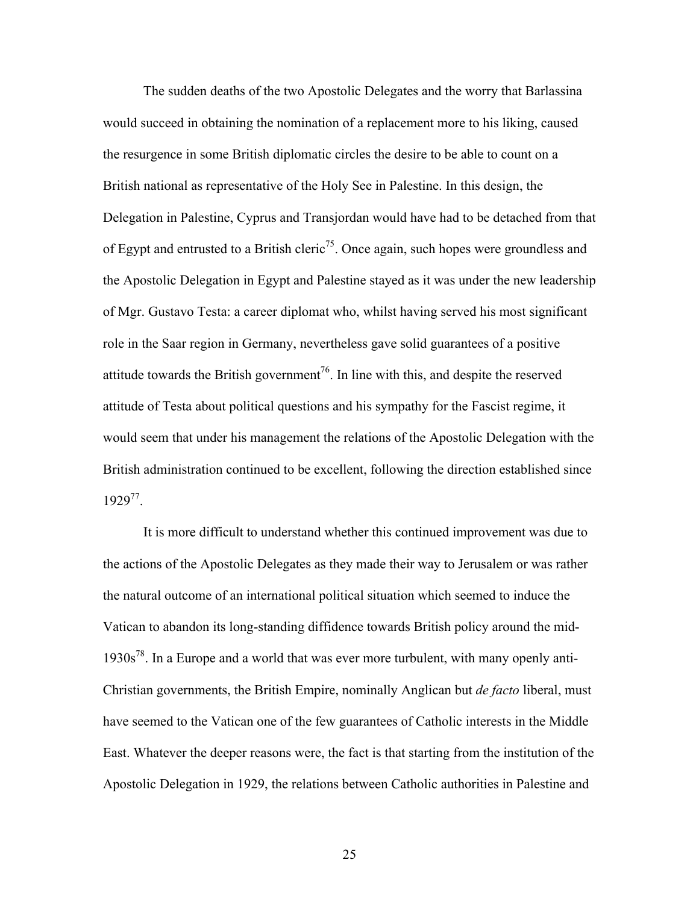The sudden deaths of the two Apostolic Delegates and the worry that Barlassina would succeed in obtaining the nomination of a replacement more to his liking, caused the resurgence in some British diplomatic circles the desire to be able to count on a British national as representative of the Holy See in Palestine. In this design, the Delegation in Palestine, Cyprus and Transjordan would have had to be detached from that of Egypt and entrusted to a British cleric[75]. Once again, such hopes were groundless and the Apostolic Delegation in Egypt and Palestine stayed as it was under the new leadership of Mgr. Gustavo Testa: a career diplomat who, whilst having served his most significant role in the Saar region in Germany, nevertheless gave solid guarantees of a positive attitude towards the British government[76]. In line with this, and despite the reserved attitude of Testa about political questions and his sympathy for the Fascist regime, it would seem that under his management the relations of the Apostolic Delegation with the British administration continued to be excellent, following the direction established since 1929[77].

It is more difficult to understand whether this continued improvement was due to the actions of the Apostolic Delegates as they made their way to Jerusalem or was rather the natural outcome of an international political situation which seemed to induce the Vatican to abandon its long-standing diffidence towards British policy around the mid-1930s[78]. In a Europe and a world that was ever more turbulent, with many openly anti-Christian governments, the British Empire, nominally Anglican but *de facto* liberal, must have seemed to the Vatican one of the few guarantees of Catholic interests in the Middle East. Whatever the deeper reasons were, the fact is that starting from the institution of the Apostolic Delegation in 1929, the relations between Catholic authorities in Palestine and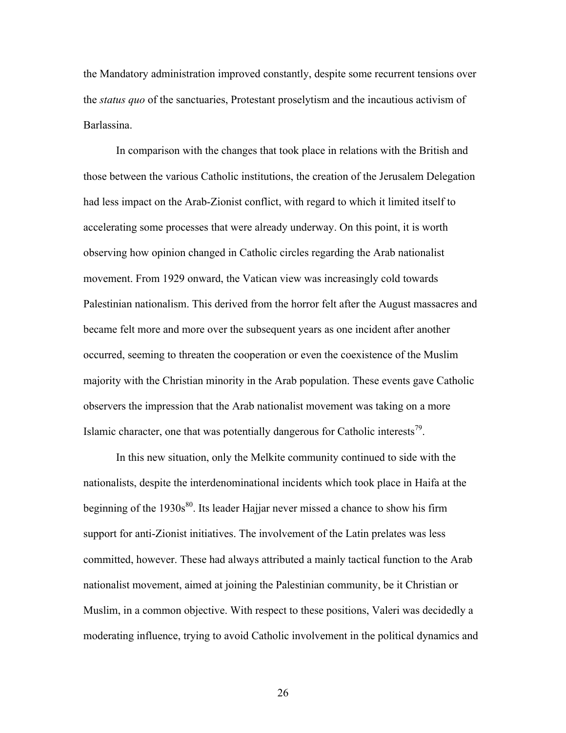the Mandatory administration improved constantly, despite some recurrent tensions over the *status quo* of the sanctuaries, Protestant proselytism and the incautious activism of Barlassina.

In comparison with the changes that took place in relations with the British and those between the various Catholic institutions, the creation of the Jerusalem Delegation had less impact on the Arab-Zionist conflict, with regard to which it limited itself to accelerating some processes that were already underway. On this point, it is worth observing how opinion changed in Catholic circles regarding the Arab nationalist movement. From 1929 onward, the Vatican view was increasingly cold towards Palestinian nationalism. This derived from the horror felt after the August massacres and became felt more and more over the subsequent years as one incident after another occurred, seeming to threaten the cooperation or even the coexistence of the Muslim majority with the Christian minority in the Arab population. These events gave Catholic observers the impression that the Arab nationalist movement was taking on a more Islamic character, one that was potentially dangerous for Catholic interests[79].

In this new situation, only the Melkite community continued to side with the nationalists, despite the interdenominational incidents which took place in Haifa at the beginning of the 1930s[80]. Its leader Hajjar never missed a chance to show his firm support for anti-Zionist initiatives. The involvement of the Latin prelates was less committed, however. These had always attributed a mainly tactical function to the Arab nationalist movement, aimed at joining the Palestinian community, be it Christian or Muslim, in a common objective. With respect to these positions, Valeri was decidedly a moderating influence, trying to avoid Catholic involvement in the political dynamics and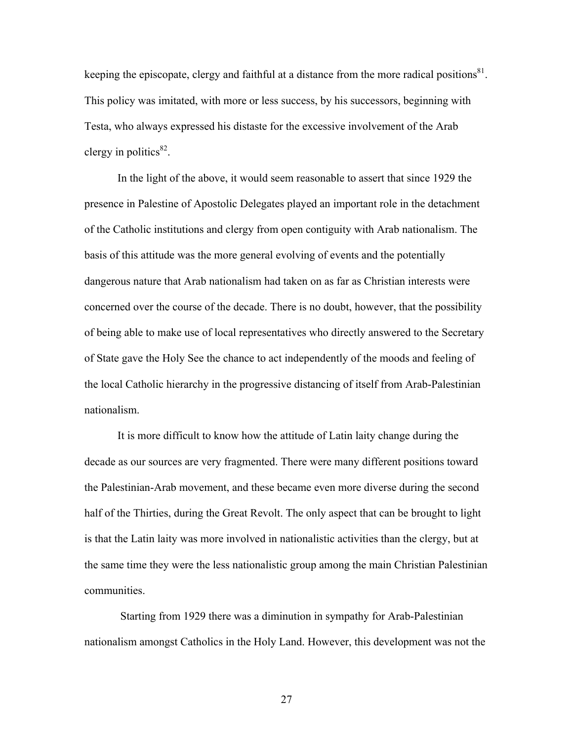keeping the episcopate, clergy and faithful at a distance from the more radical positions[81]. This policy was imitated, with more or less success, by his successors, beginning with Testa, who always expressed his distaste for the excessive involvement of the Arab clergy in politics[82].

In the light of the above, it would seem reasonable to assert that since 1929 the presence in Palestine of Apostolic Delegates played an important role in the detachment of the Catholic institutions and clergy from open contiguity with Arab nationalism. The basis of this attitude was the more general evolving of events and the potentially dangerous nature that Arab nationalism had taken on as far as Christian interests were concerned over the course of the decade. There is no doubt, however, that the possibility of being able to make use of local representatives who directly answered to the Secretary of State gave the Holy See the chance to act independently of the moods and feeling of the local Catholic hierarchy in the progressive distancing of itself from Arab-Palestinian nationalism.

It is more difficult to know how the attitude of Latin laity change during the decade as our sources are very fragmented. There were many different positions toward the Palestinian-Arab movement, and these became even more diverse during the second half of the Thirties, during the Great Revolt. The only aspect that can be brought to light is that the Latin laity was more involved in nationalistic activities than the clergy, but at the same time they were the less nationalistic group among the main Christian Palestinian communities.

Starting from 1929 there was a diminution in sympathy for Arab-Palestinian nationalism amongst Catholics in the Holy Land. However, this development was not the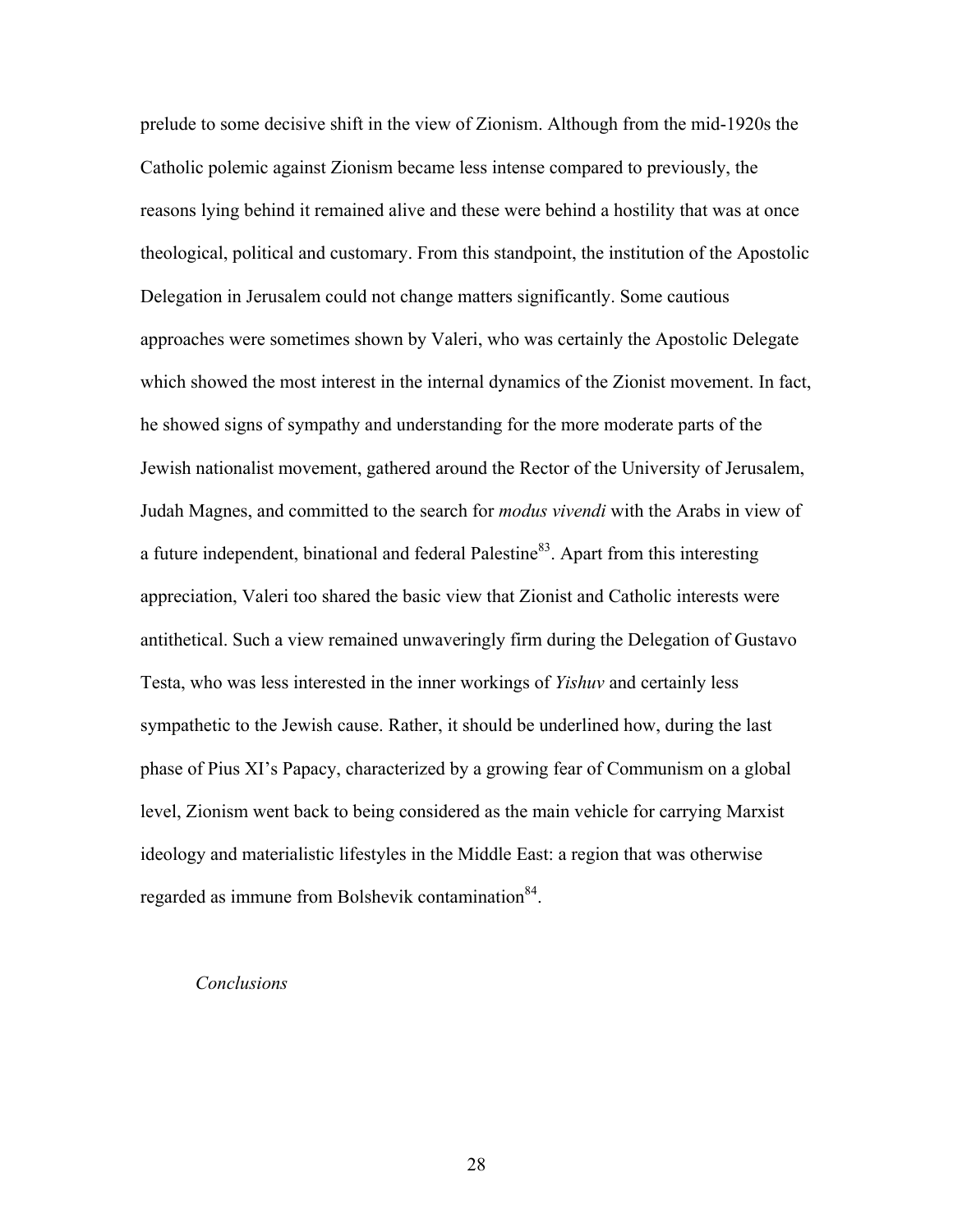prelude to some decisive shift in the view of Zionism. Although from the mid-1920s the Catholic polemic against Zionism became less intense compared to previously, the reasons lying behind it remained alive and these were behind a hostility that was at once theological, political and customary. From this standpoint, the institution of the Apostolic Delegation in Jerusalem could not change matters significantly. Some cautious approaches were sometimes shown by Valeri, who was certainly the Apostolic Delegate which showed the most interest in the internal dynamics of the Zionist movement. In fact, he showed signs of sympathy and understanding for the more moderate parts of the Jewish nationalist movement, gathered around the Rector of the University of Jerusalem, Judah Magnes, and committed to the search for *modus vivendi* with the Arabs in view of a future independent, binational and federal Palestine[83]. Apart from this interesting appreciation, Valeri too shared the basic view that Zionist and Catholic interests were antithetical. Such a view remained unwaveringly firm during the Delegation of Gustavo Testa, who was less interested in the inner workings of *Yishuv* and certainly less sympathetic to the Jewish cause. Rather, it should be underlined how, during the last phase of Pius XI's Papacy, characterized by a growing fear of Communism on a global level, Zionism went back to being considered as the main vehicle for carrying Marxist ideology and materialistic lifestyles in the Middle East: a region that was otherwise regarded as immune from Bolshevik contamination[84].

## *Conclusions*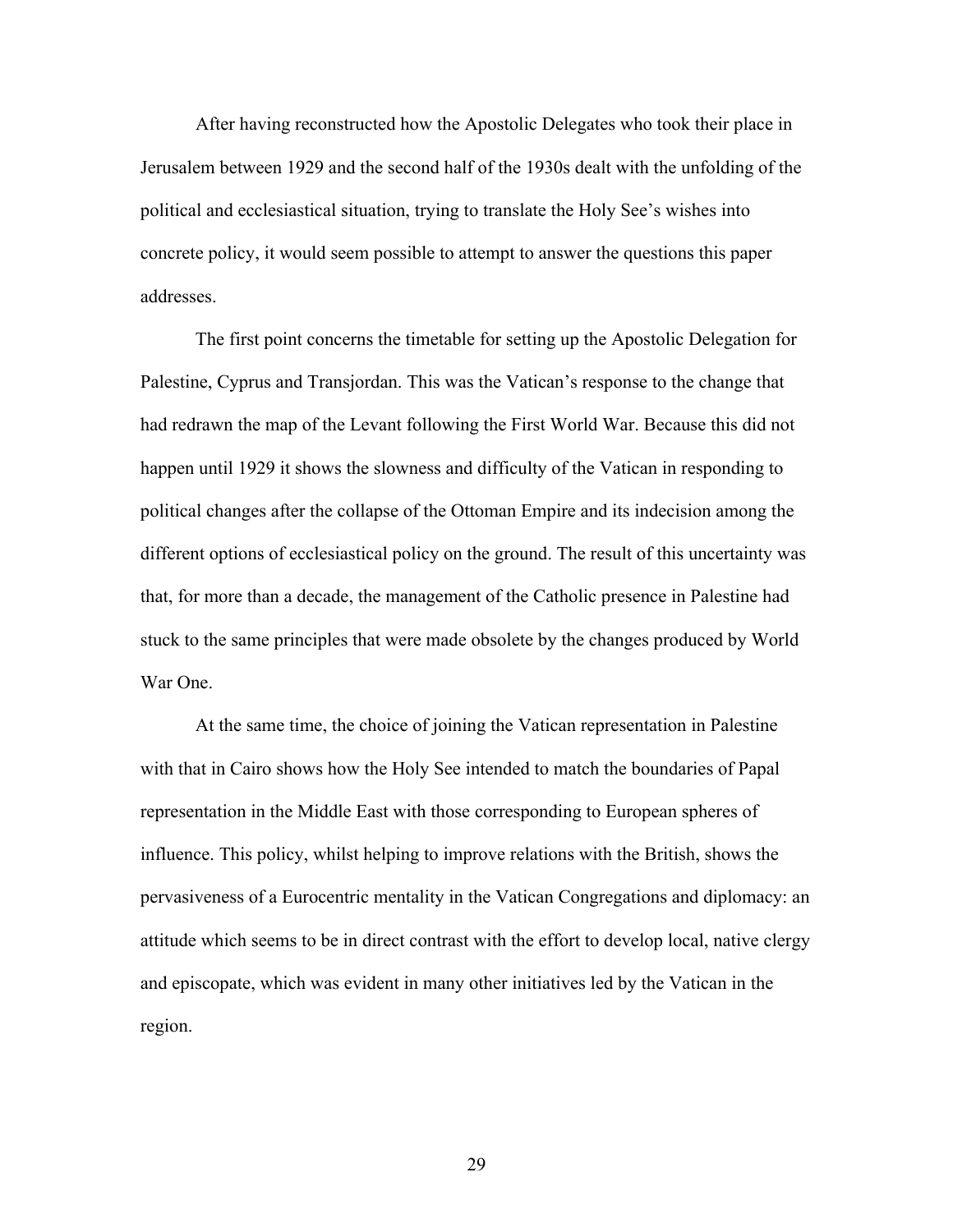After having reconstructed how the Apostolic Delegates who took their place in Jerusalem between 1929 and the second half of the 1930s dealt with the unfolding of the political and ecclesiastical situation, trying to translate the Holy See's wishes into concrete policy, it would seem possible to attempt to answer the questions this paper addresses.

The first point concerns the timetable for setting up the Apostolic Delegation for Palestine, Cyprus and Transjordan. This was the Vatican's response to the change that had redrawn the map of the Levant following the First World War. Because this did not happen until 1929 it shows the slowness and difficulty of the Vatican in responding to political changes after the collapse of the Ottoman Empire and its indecision among the different options of ecclesiastical policy on the ground. The result of this uncertainty was that, for more than a decade, the management of the Catholic presence in Palestine had stuck to the same principles that were made obsolete by the changes produced by World War One.

At the same time, the choice of joining the Vatican representation in Palestine with that in Cairo shows how the Holy See intended to match the boundaries of Papal representation in the Middle East with those corresponding to European spheres of influence. This policy, whilst helping to improve relations with the British, shows the pervasiveness of a Eurocentric mentality in the Vatican Congregations and diplomacy: an attitude which seems to be in direct contrast with the effort to develop local, native clergy and episcopate, which was evident in many other initiatives led by the Vatican in the region.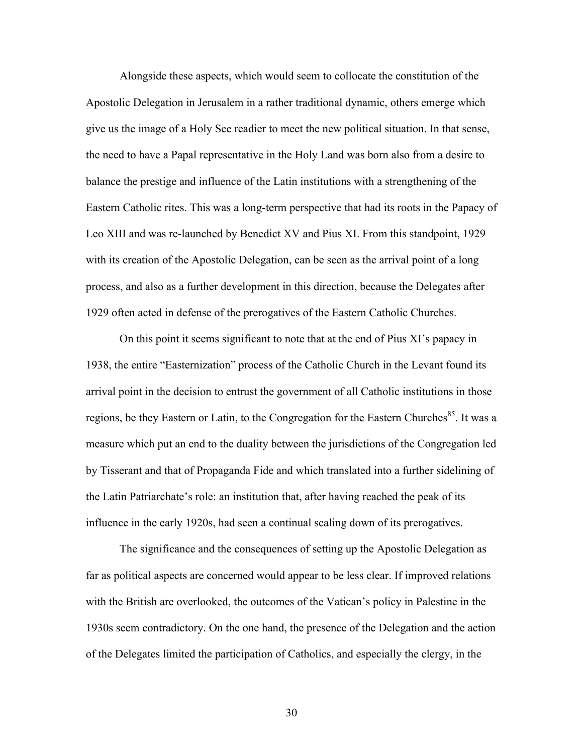Alongside these aspects, which would seem to collocate the constitution of the Apostolic Delegation in Jerusalem in a rather traditional dynamic, others emerge which give us the image of a Holy See readier to meet the new political situation. In that sense, the need to have a Papal representative in the Holy Land was born also from a desire to balance the prestige and influence of the Latin institutions with a strengthening of the Eastern Catholic rites. This was a long-term perspective that had its roots in the Papacy of Leo XIII and was re-launched by Benedict XV and Pius XI. From this standpoint, 1929 with its creation of the Apostolic Delegation, can be seen as the arrival point of a long process, and also as a further development in this direction, because the Delegates after 1929 often acted in defense of the prerogatives of the Eastern Catholic Churches.

On this point it seems significant to note that at the end of Pius XI's papacy in 1938, the entire "Easternization" process of the Catholic Church in the Levant found its arrival point in the decision to entrust the government of all Catholic institutions in those regions, be they Eastern or Latin, to the Congregation for the Eastern Churches[85]. It was a measure which put an end to the duality between the jurisdictions of the Congregation led by Tisserant and that of Propaganda Fide and which translated into a further sidelining of the Latin Patriarchate's role: an institution that, after having reached the peak of its influence in the early 1920s, had seen a continual scaling down of its prerogatives.

The significance and the consequences of setting up the Apostolic Delegation as far as political aspects are concerned would appear to be less clear. If improved relations with the British are overlooked, the outcomes of the Vatican's policy in Palestine in the 1930s seem contradictory. On the one hand, the presence of the Delegation and the action of the Delegates limited the participation of Catholics, and especially the clergy, in the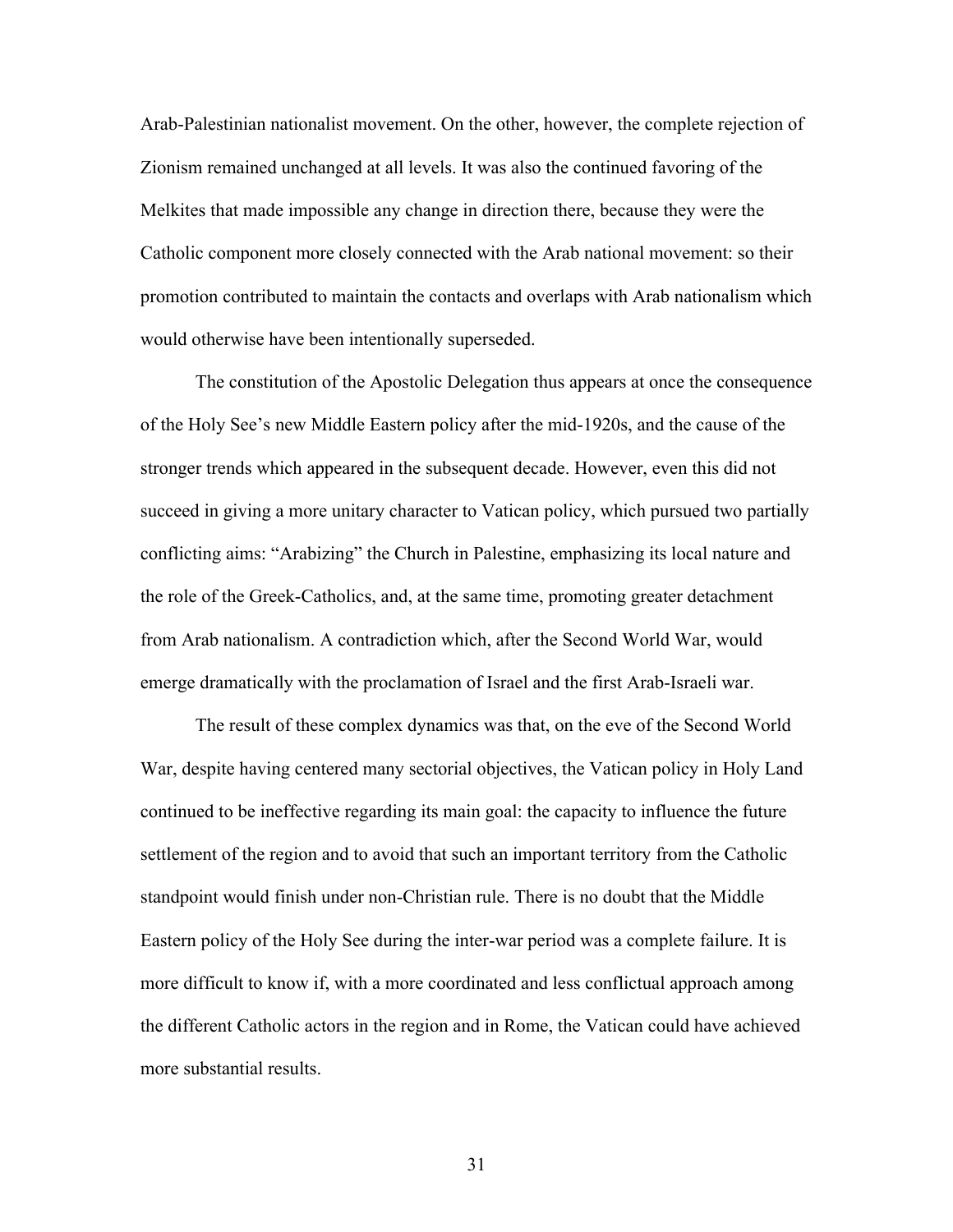Arab-Palestinian nationalist movement. On the other, however, the complete rejection of Zionism remained unchanged at all levels. It was also the continued favoring of the Melkites that made impossible any change in direction there, because they were the Catholic component more closely connected with the Arab national movement: so their promotion contributed to maintain the contacts and overlaps with Arab nationalism which would otherwise have been intentionally superseded.

The constitution of the Apostolic Delegation thus appears at once the consequence of the Holy See's new Middle Eastern policy after the mid-1920s, and the cause of the stronger trends which appeared in the subsequent decade. However, even this did not succeed in giving a more unitary character to Vatican policy, which pursued two partially conflicting aims: "Arabizing" the Church in Palestine, emphasizing its local nature and the role of the Greek-Catholics, and, at the same time, promoting greater detachment from Arab nationalism. A contradiction which, after the Second World War, would emerge dramatically with the proclamation of Israel and the first Arab-Israeli war.

The result of these complex dynamics was that, on the eve of the Second World War, despite having centered many sectorial objectives, the Vatican policy in Holy Land continued to be ineffective regarding its main goal: the capacity to influence the future settlement of the region and to avoid that such an important territory from the Catholic standpoint would finish under non-Christian rule. There is no doubt that the Middle Eastern policy of the Holy See during the inter-war period was a complete failure. It is more difficult to know if, with a more coordinated and less conflictual approach among the different Catholic actors in the region and in Rome, the Vatican could have achieved more substantial results.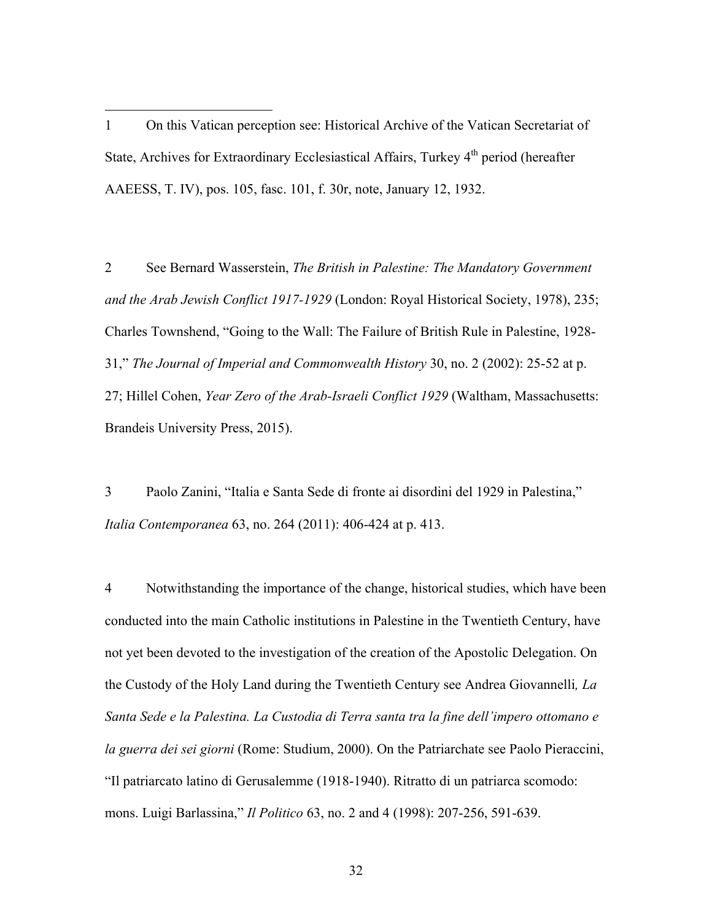1 On this Vatican perception see: Historical Archive of the Vatican Secretariat of State, Archives for Extraordinary Ecclesiastical Affairs, Turkey 4th period (hereafter AAEESS, T. IV), pos. 105, fasc. 101, f. 30r, note, January 12, 1932.

2 See Bernard Wasserstein, *The British in Palestine: The Mandatory Government and the Arab Jewish Conflict 1917-1929* (London: Royal Historical Society, 1978), 235; Charles Townshend, "Going to the Wall: The Failure of British Rule in Palestine, 1928-31," *The Journal of Imperial and Commonwealth History* 30, no. 2 (2002): 25-52 at p. 27; Hillel Cohen, *Year Zero of the Arab-Israeli Conflict 1929* (Waltham, Massachusetts: Brandeis University Press, 2015).

3 Paolo Zanini, "Italia e Santa Sede di fronte ai disordini del 1929 in Palestina," *Italia Contemporanea* 63, no. 264 (2011): 406-424 at p. 413.

4 Notwithstanding the importance of the change, historical studies, which have been conducted into the main Catholic institutions in Palestine in the Twentieth Century, have not yet been devoted to the investigation of the creation of the Apostolic Delegation. On the Custody of the Holy Land during the Twentieth Century see Andrea Giovannelli, *La Santa Sede e la Palestina. La Custodia di Terra santa tra la fine dell'impero ottomano e la guerra dei sei giorni* (Rome: Studium, 2000). On the Patriarchate see Paolo Pieraccini, "Il patriarcato latino di Gerusalemme (1918-1940). Ritratto di un patriarca scomodo: mons. Luigi Barlassina," *Il Politico* 63, no. 2 and 4 (1998): 207-256, 591-639.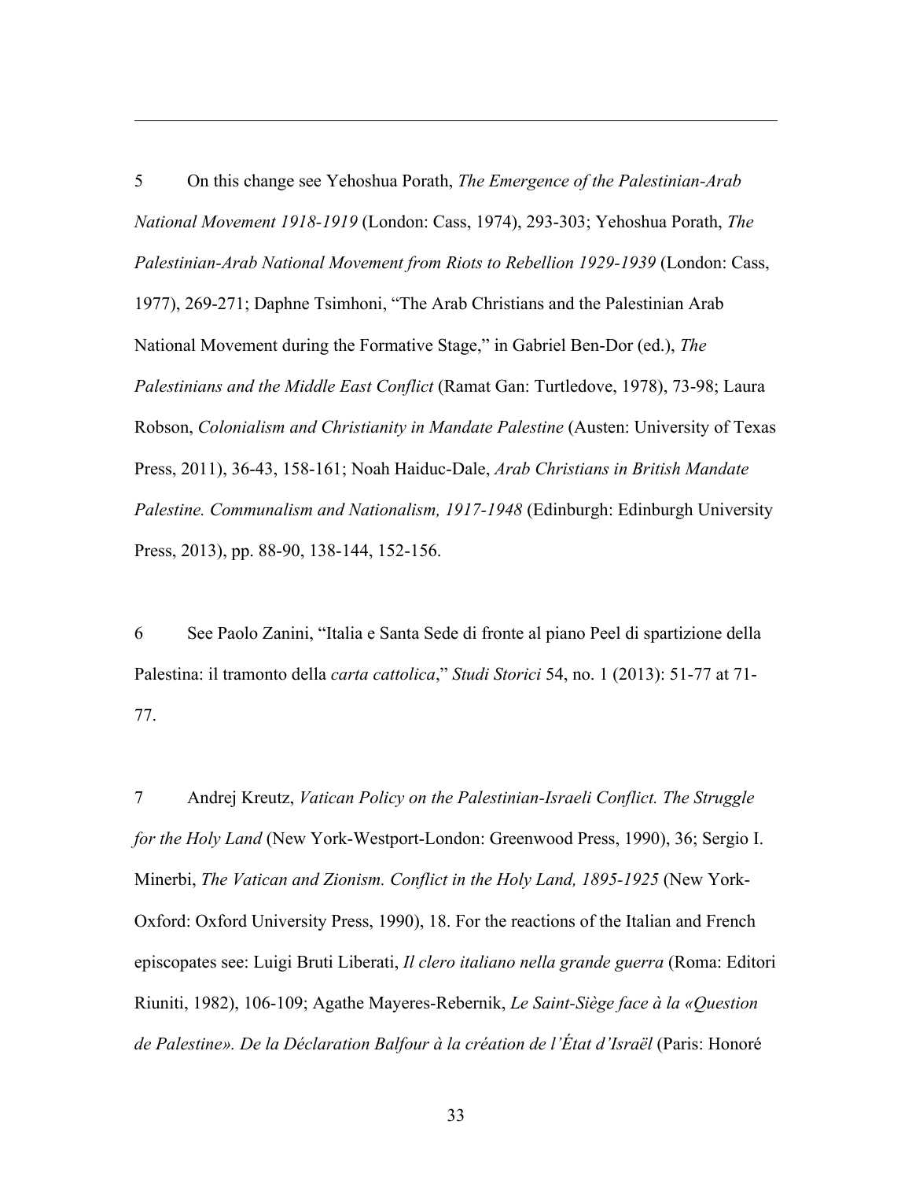5 On this change see Yehoshua Porath, *The Emergence of the Palestinian-Arab National Movement 1918-1919* (London: Cass, 1974), 293-303; Yehoshua Porath, *The Palestinian-Arab National Movement from Riots to Rebellion 1929-1939* (London: Cass, 1977), 269-271; Daphne Tsimhoni, "The Arab Christians and the Palestinian Arab National Movement during the Formative Stage," in Gabriel Ben-Dor (ed.), *The Palestinians and the Middle East Conflict* (Ramat Gan: Turtledove, 1978), 73-98; Laura Robson, *Colonialism and Christianity in Mandate Palestine* (Austen: University of Texas Press, 2011), 36-43, 158-161; Noah Haiduc-Dale, *Arab Christians in British Mandate Palestine. Communalism and Nationalism, 1917-1948* (Edinburgh: Edinburgh University Press, 2013), pp. 88-90, 138-144, 152-156.

6 See Paolo Zanini, "Italia e Santa Sede di fronte al piano Peel di spartizione della Palestina: il tramonto della *carta cattolica*," *Studi Storici* 54, no. 1 (2013): 51-77 at 71-77.

7 Andrej Kreutz, *Vatican Policy on the Palestinian-Israeli Conflict. The Struggle for the Holy Land* (New York-Westport-London: Greenwood Press, 1990), 36; Sergio I. Minerbi, *The Vatican and Zionism. Conflict in the Holy Land, 1895-1925* (New York-Oxford: Oxford University Press, 1990), 18. For the reactions of the Italian and French episcopates see: Luigi Bruti Liberati, *Il clero italiano nella grande guerra* (Roma: Editori Riuniti, 1982), 106-109; Agathe Mayeres-Rebernik, *Le Saint-Siège face à la «Question de Palestine». De la Déclaration Balfour à la création de l'État d'Israël* (Paris: Honoré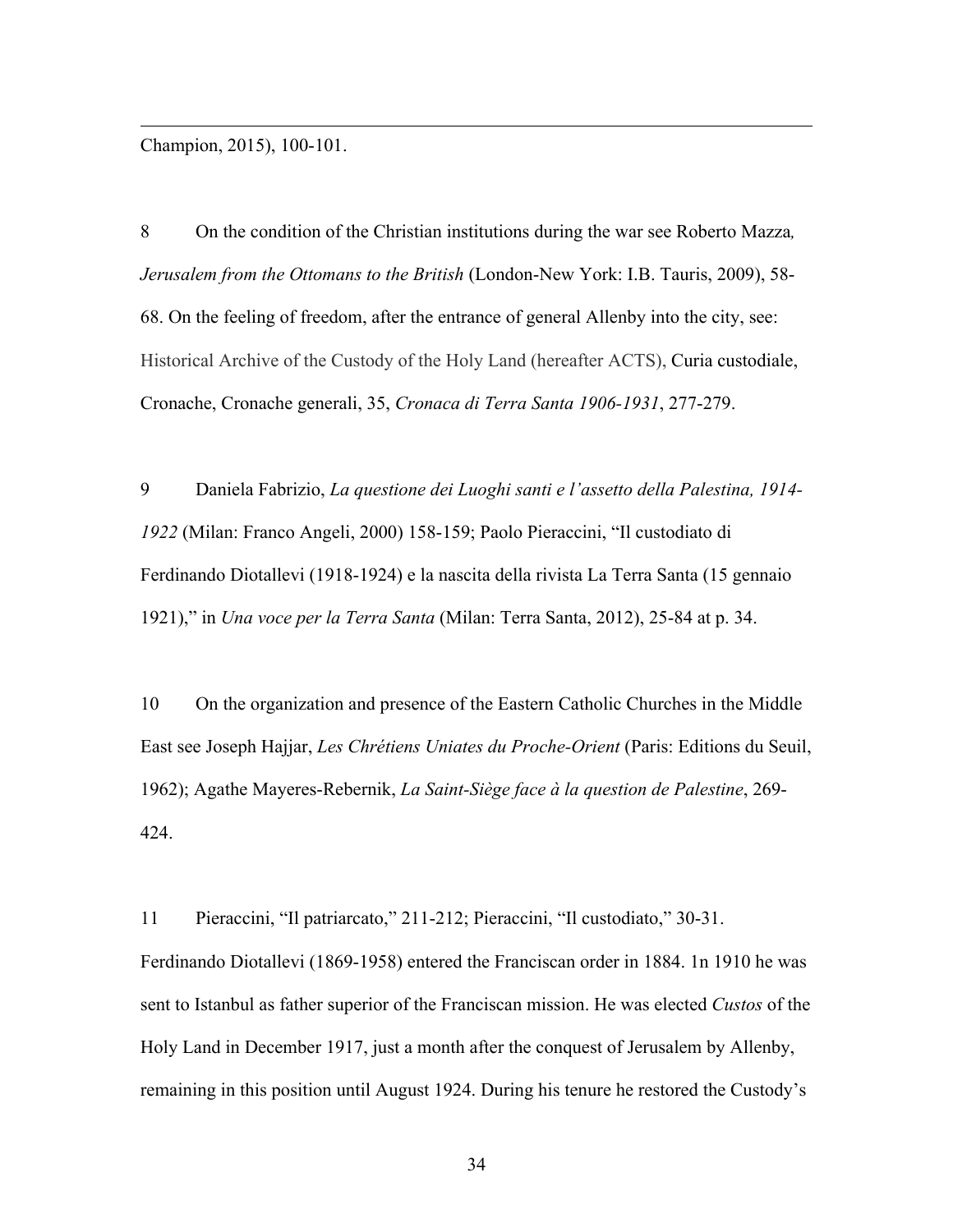Champion, 2015), 100-101.

8 On the condition of the Christian institutions during the war see Roberto Mazza, *Jerusalem from the Ottomans to the British* (London-New York: I.B. Tauris, 2009), 58-68. On the feeling of freedom, after the entrance of general Allenby into the city, see: Historical Archive of the Custody of the Holy Land (hereafter ACTS), Curia custodiale, Cronache, Cronache generali, 35, *Cronaca di Terra Santa 1906-1931*, 277-279.

9 Daniela Fabrizio, *La questione dei Luoghi santi e l'assetto della Palestina, 1914-1922* (Milan: Franco Angeli, 2000) 158-159; Paolo Pieraccini, "Il custodiato di Ferdinando Diotallevi (1918-1924) e la nascita della rivista La Terra Santa (15 gennaio 1921)," in *Una voce per la Terra Santa* (Milan: Terra Santa, 2012), 25-84 at p. 34.

10 On the organization and presence of the Eastern Catholic Churches in the Middle East see Joseph Hajjar, *Les Chrétiens Uniates du Proche-Orient* (Paris: Editions du Seuil, 1962); Agathe Mayeres-Rebernik, *La Saint-Siège face à la question de Palestine*, 269-424.

11 Pieraccini, "Il patriarcato," 211-212; Pieraccini, "Il custodiato," 30-31. Ferdinando Diotallevi (1869-1958) entered the Franciscan order in 1884. 1n 1910 he was sent to Istanbul as father superior of the Franciscan mission. He was elected *Custos* of the Holy Land in December 1917, just a month after the conquest of Jerusalem by Allenby, remaining in this position until August 1924. During his tenure he restored the Custody's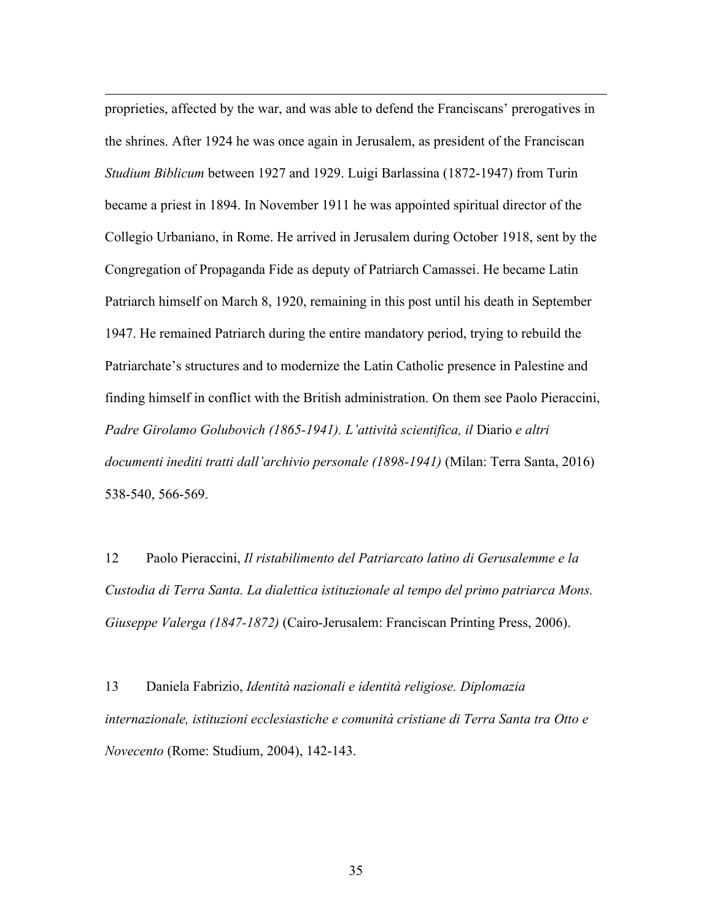proprieties, affected by the war, and was able to defend the Franciscans' prerogatives in the shrines. After 1924 he was once again in Jerusalem, as president of the Franciscan *Studium Biblicum* between 1927 and 1929. Luigi Barlassina (1872-1947) from Turin became a priest in 1894. In November 1911 he was appointed spiritual director of the Collegio Urbaniano, in Rome. He arrived in Jerusalem during October 1918, sent by the Congregation of Propaganda Fide as deputy of Patriarch Camassei. He became Latin Patriarch himself on March 8, 1920, remaining in this post until his death in September 1947. He remained Patriarch during the entire mandatory period, trying to rebuild the Patriarchate's structures and to modernize the Latin Catholic presence in Palestine and finding himself in conflict with the British administration. On them see Paolo Pieraccini, *Padre Girolamo Golubovich (1865-1941). L'attività scientifica, il* Diario *e altri documenti inediti tratti dall'archivio personale (1898-1941)* (Milan: Terra Santa, 2016) 538-540, 566-569.

12 Paolo Pieraccini, *Il ristabilimento del Patriarcato latino di Gerusalemme e la Custodia di Terra Santa. La dialettica istituzionale al tempo del primo patriarca Mons. Giuseppe Valerga (1847-1872)* (Cairo-Jerusalem: Franciscan Printing Press, 2006).

13 Daniela Fabrizio, *Identità nazionali e identità religiose. Diplomazia internazionale, istituzioni ecclesiastiche e comunità cristiane di Terra Santa tra Otto e Novecento* (Rome: Studium, 2004), 142-143.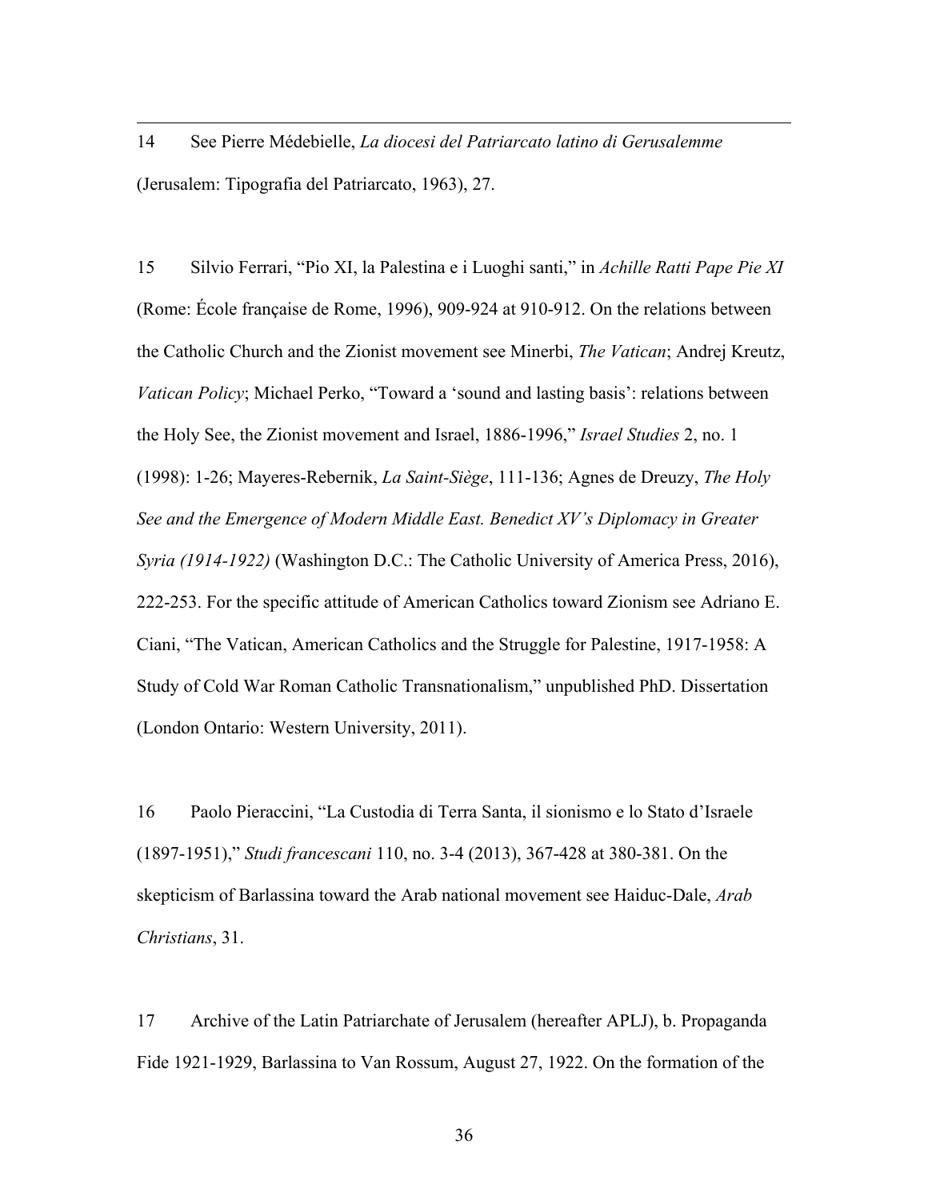14 See Pierre Médebielle, *La diocesi del Patriarcato latino di Gerusalemme* (Jerusalem: Tipografia del Patriarcato, 1963), 27.

15 Silvio Ferrari, "Pio XI, la Palestina e i Luoghi santi," in *Achille Ratti Pape Pie XI* (Rome: École française de Rome, 1996), 909-924 at 910-912. On the relations between the Catholic Church and the Zionist movement see Minerbi, *The Vatican*; Andrej Kreutz, *Vatican Policy*; Michael Perko, "Toward a 'sound and lasting basis': relations between the Holy See, the Zionist movement and Israel, 1886-1996," *Israel Studies* 2, no. 1 (1998): 1-26; Mayeres-Rebernik, *La Saint-Siège*, 111-136; Agnes de Dreuzy, *The Holy See and the Emergence of Modern Middle East. Benedict XV's Diplomacy in Greater Syria (1914-1922)* (Washington D.C.: The Catholic University of America Press, 2016), 222-253. For the specific attitude of American Catholics toward Zionism see Adriano E. Ciani, "The Vatican, American Catholics and the Struggle for Palestine, 1917-1958: A Study of Cold War Roman Catholic Transnationalism," unpublished PhD. Dissertation (London Ontario: Western University, 2011).

16 Paolo Pieraccini, "La Custodia di Terra Santa, il sionismo e lo Stato d'Israele (1897-1951)," *Studi francescani* 110, no. 3-4 (2013), 367-428 at 380-381. On the skepticism of Barlassina toward the Arab national movement see Haiduc-Dale, *Arab Christians*, 31.

17 Archive of the Latin Patriarchate of Jerusalem (hereafter APLJ), b. Propaganda Fide 1921-1929, Barlassina to Van Rossum, August 27, 1922. On the formation of the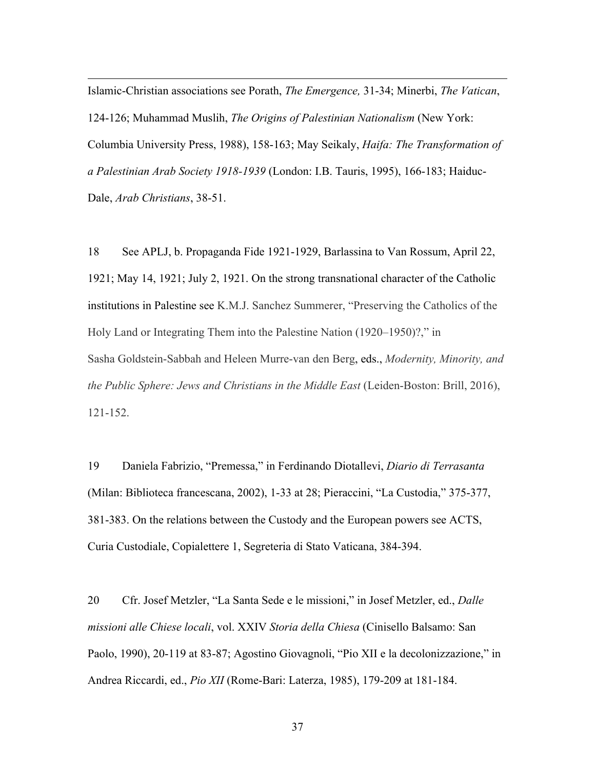Islamic-Christian associations see Porath, *The Emergence,* 31-34; Minerbi, *The Vatican*, 124-126; Muhammad Muslih, *The Origins of Palestinian Nationalism* (New York: Columbia University Press, 1988), 158-163; May Seikaly, *Haifa: The Transformation of a Palestinian Arab Society 1918-1939* (London: I.B. Tauris, 1995), 166-183; Haiduc-Dale, *Arab Christians*, 38-51.

18 See APLJ, b. Propaganda Fide 1921-1929, Barlassina to Van Rossum, April 22, 1921; May 14, 1921; July 2, 1921. On the strong transnational character of the Catholic institutions in Palestine see K.M.J. Sanchez Summerer, "Preserving the Catholics of the Holy Land or Integrating Them into the Palestine Nation (1920–1950)?," in Sasha Goldstein-Sabbah and Heleen Murre-van den Berg, eds., *Modernity, Minority, and the Public Sphere: Jews and Christians in the Middle East* (Leiden-Boston: Brill, 2016), 121-152.

19 Daniela Fabrizio, "Premessa," in Ferdinando Diotallevi, *Diario di Terrasanta* (Milan: Biblioteca francescana, 2002), 1-33 at 28; Pieraccini, "La Custodia," 375-377, 381-383. On the relations between the Custody and the European powers see ACTS, Curia Custodiale, Copialettere 1, Segreteria di Stato Vaticana, 384-394.

20 Cfr. Josef Metzler, "La Santa Sede e le missioni," in Josef Metzler, ed., *Dalle missioni alle Chiese locali*, vol. XXIV *Storia della Chiesa* (Cinisello Balsamo: San Paolo, 1990), 20-119 at 83-87; Agostino Giovagnoli, "Pio XII e la decolonizzazione," in Andrea Riccardi, ed., *Pio XII* (Rome-Bari: Laterza, 1985), 179-209 at 181-184.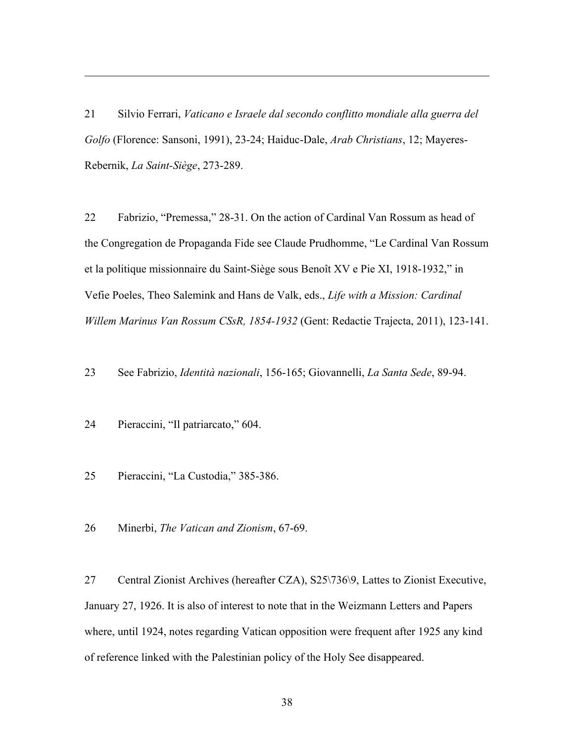21 Silvio Ferrari, *Vaticano e Israele dal secondo conflitto mondiale alla guerra del Golfo* (Florence: Sansoni, 1991), 23-24; Haiduc-Dale, *Arab Christians*, 12; Mayeres-Rebernik, *La Saint-Siège*, 273-289.

22 Fabrizio, "Premessa," 28-31. On the action of Cardinal Van Rossum as head of the Congregation de Propaganda Fide see Claude Prudhomme, "Le Cardinal Van Rossum et la politique missionnaire du Saint-Siège sous Benoît XV e Pie XI, 1918-1932," in Vefie Poeles, Theo Salemink and Hans de Valk, eds., *Life with a Mission: Cardinal Willem Marinus Van Rossum CSsR, 1854-1932* (Gent: Redactie Trajecta, 2011), 123-141.

23 See Fabrizio, *Identità nazionali*, 156-165; Giovannelli, *La Santa Sede*, 89-94.

24 Pieraccini, "Il patriarcato," 604.

25 Pieraccini, "La Custodia," 385-386.

26 Minerbi, *The Vatican and Zionism*, 67-69.

27 Central Zionist Archives (hereafter CZA), S25\736\9, Lattes to Zionist Executive, January 27, 1926. It is also of interest to note that in the Weizmann Letters and Papers where, until 1924, notes regarding Vatican opposition were frequent after 1925 any kind of reference linked with the Palestinian policy of the Holy See disappeared.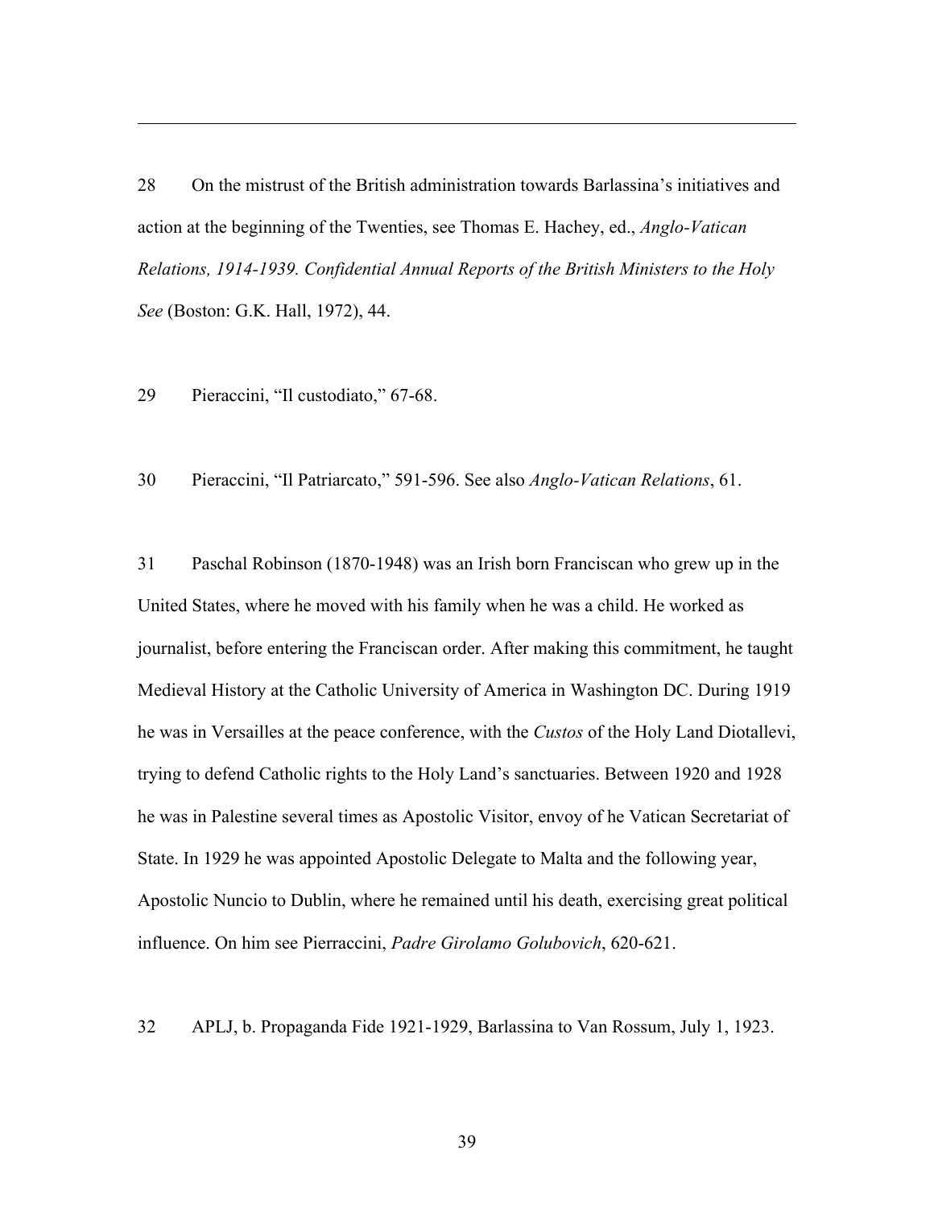28 On the mistrust of the British administration towards Barlassina's initiatives and action at the beginning of the Twenties, see Thomas E. Hachey, ed., *Anglo-Vatican Relations, 1914-1939. Confidential Annual Reports of the British Ministers to the Holy See* (Boston: G.K. Hall, 1972), 44.

29 Pieraccini, "Il custodiato," 67-68.

30 Pieraccini, "Il Patriarcato," 591-596. See also *Anglo-Vatican Relations*, 61.

31 Paschal Robinson (1870-1948) was an Irish born Franciscan who grew up in the United States, where he moved with his family when he was a child. He worked as journalist, before entering the Franciscan order. After making this commitment, he taught Medieval History at the Catholic University of America in Washington DC. During 1919 he was in Versailles at the peace conference, with the *Custos* of the Holy Land Diotallevi, trying to defend Catholic rights to the Holy Land's sanctuaries. Between 1920 and 1928 he was in Palestine several times as Apostolic Visitor, envoy of he Vatican Secretariat of State. In 1929 he was appointed Apostolic Delegate to Malta and the following year, Apostolic Nuncio to Dublin, where he remained until his death, exercising great political influence. On him see Pierraccini, *Padre Girolamo Golubovich*, 620-621.

32 APLJ, b. Propaganda Fide 1921-1929, Barlassina to Van Rossum, July 1, 1923.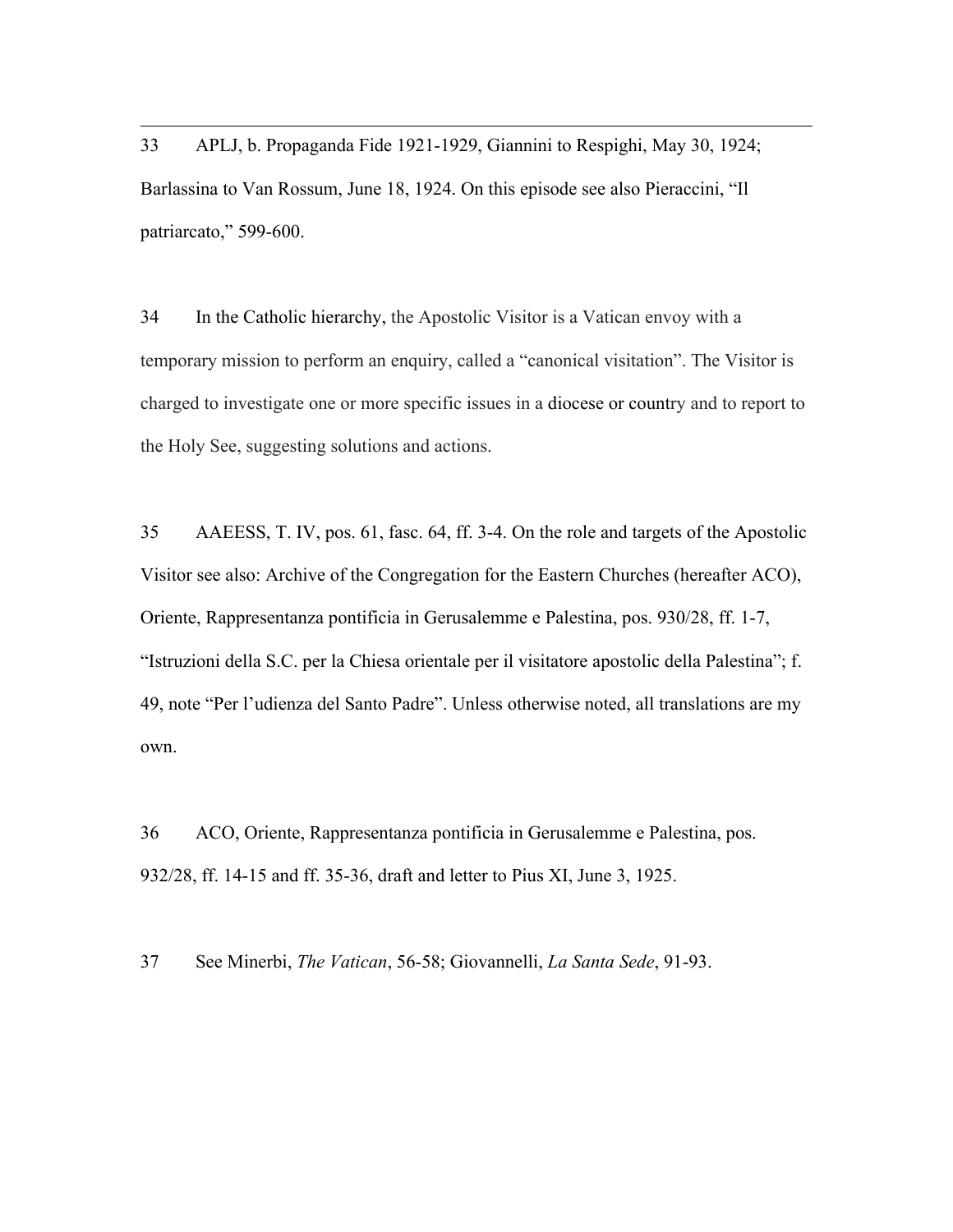33 APLJ, b. Propaganda Fide 1921-1929, Giannini to Respighi, May 30, 1924; Barlassina to Van Rossum, June 18, 1924. On this episode see also Pieraccini, "Il patriarcato," 599-600.

34 In the Catholic hierarchy, the Apostolic Visitor is a Vatican envoy with a temporary mission to perform an enquiry, called a "canonical visitation". The Visitor is charged to investigate one or more specific issues in a diocese or country and to report to the Holy See, suggesting solutions and actions.

35 AAEESS, T. IV, pos. 61, fasc. 64, ff. 3-4. On the role and targets of the Apostolic Visitor see also: Archive of the Congregation for the Eastern Churches (hereafter ACO), Oriente, Rappresentanza pontificia in Gerusalemme e Palestina, pos. 930/28, ff. 1-7, "Istruzioni della S.C. per la Chiesa orientale per il visitatore apostolic della Palestina"; f. 49, note "Per l'udienza del Santo Padre". Unless otherwise noted, all translations are my own.

36 ACO, Oriente, Rappresentanza pontificia in Gerusalemme e Palestina, pos. 932/28, ff. 14-15 and ff. 35-36, draft and letter to Pius XI, June 3, 1925.

37 See Minerbi, *The Vatican*, 56-58; Giovannelli, *La Santa Sede*, 91-93.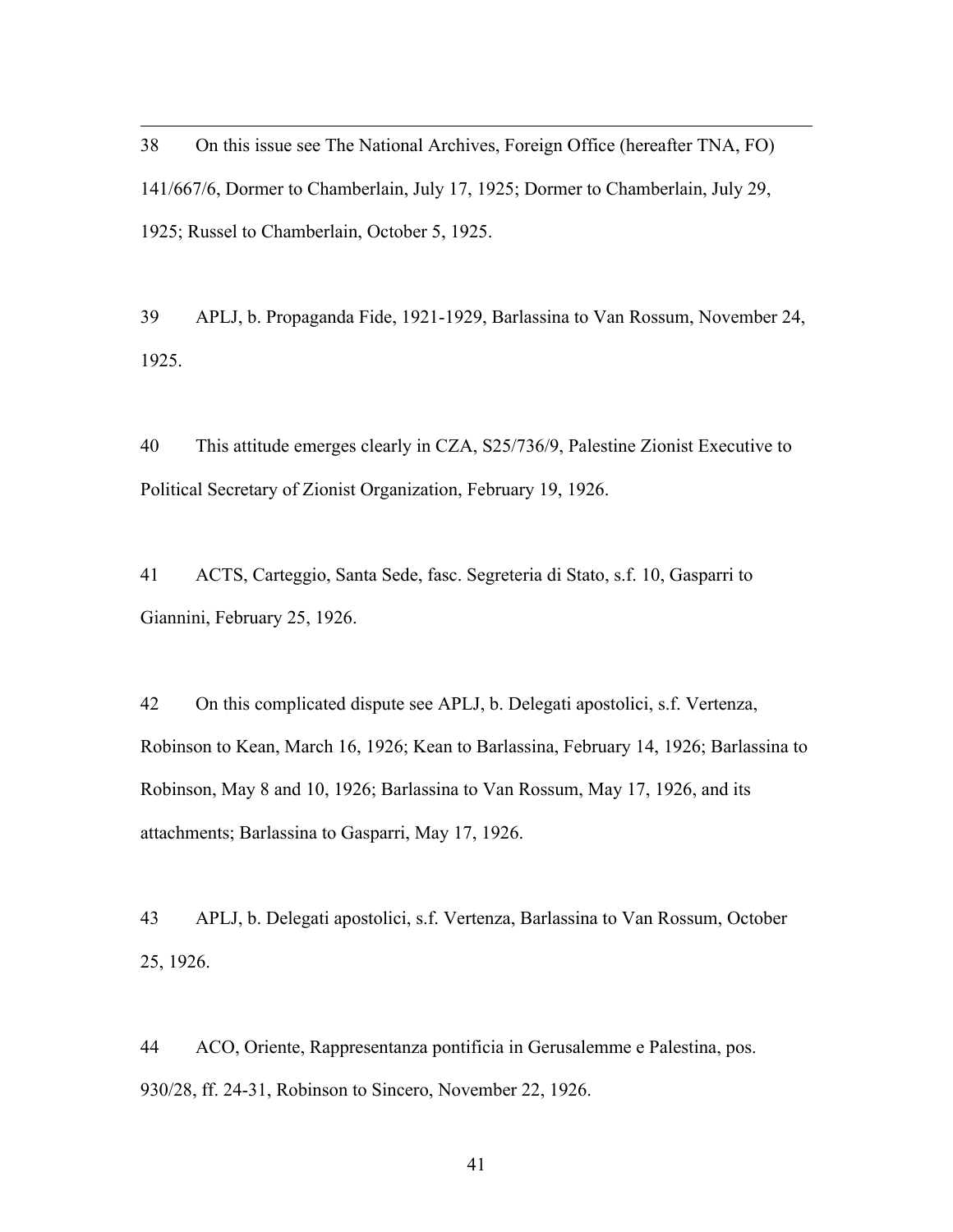38 On this issue see The National Archives, Foreign Office (hereafter TNA, FO) 141/667/6, Dormer to Chamberlain, July 17, 1925; Dormer to Chamberlain, July 29, 1925; Russel to Chamberlain, October 5, 1925.

39 APLJ, b. Propaganda Fide, 1921-1929, Barlassina to Van Rossum, November 24, 1925.

40 This attitude emerges clearly in CZA, S25/736/9, Palestine Zionist Executive to Political Secretary of Zionist Organization, February 19, 1926.

41 ACTS, Carteggio, Santa Sede, fasc. Segreteria di Stato, s.f. 10, Gasparri to Giannini, February 25, 1926.

42 On this complicated dispute see APLJ, b. Delegati apostolici, s.f. Vertenza, Robinson to Kean, March 16, 1926; Kean to Barlassina, February 14, 1926; Barlassina to Robinson, May 8 and 10, 1926; Barlassina to Van Rossum, May 17, 1926, and its attachments; Barlassina to Gasparri, May 17, 1926.

43 APLJ, b. Delegati apostolici, s.f. Vertenza, Barlassina to Van Rossum, October 25, 1926.

44 ACO, Oriente, Rappresentanza pontificia in Gerusalemme e Palestina, pos. 930/28, ff. 24-31, Robinson to Sincero, November 22, 1926.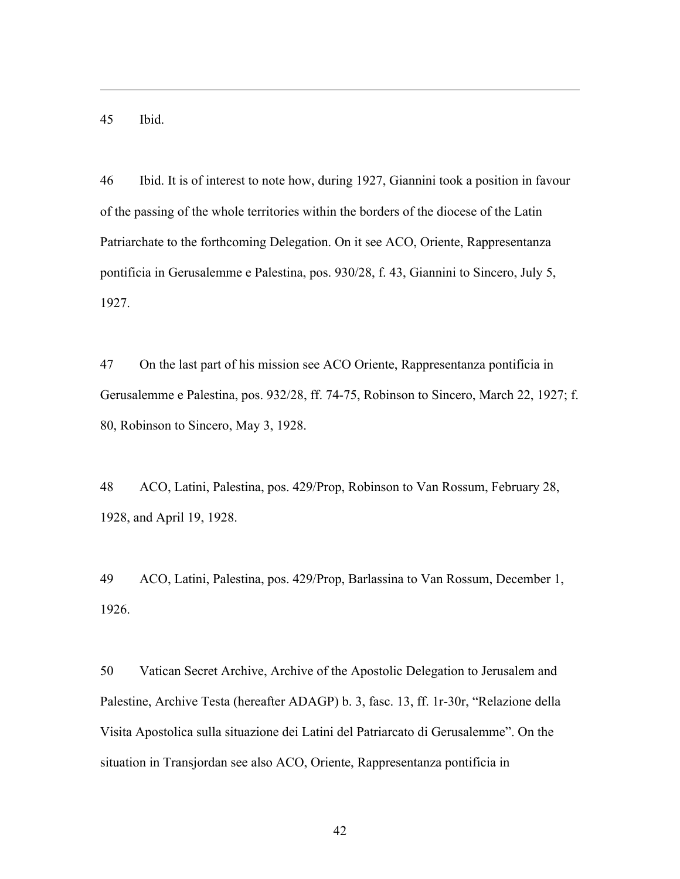45 Ibid.

46 Ibid. It is of interest to note how, during 1927, Giannini took a position in favour of the passing of the whole territories within the borders of the diocese of the Latin Patriarchate to the forthcoming Delegation. On it see ACO, Oriente, Rappresentanza pontificia in Gerusalemme e Palestina, pos. 930/28, f. 43, Giannini to Sincero, July 5, 1927.

47 On the last part of his mission see ACO Oriente, Rappresentanza pontificia in Gerusalemme e Palestina, pos. 932/28, ff. 74-75, Robinson to Sincero, March 22, 1927; f. 80, Robinson to Sincero, May 3, 1928.

48 ACO, Latini, Palestina, pos. 429/Prop, Robinson to Van Rossum, February 28, 1928, and April 19, 1928.

49 ACO, Latini, Palestina, pos. 429/Prop, Barlassina to Van Rossum, December 1, 1926.

50 Vatican Secret Archive, Archive of the Apostolic Delegation to Jerusalem and Palestine, Archive Testa (hereafter ADAGP) b. 3, fasc. 13, ff. 1r-30r, "Relazione della Visita Apostolica sulla situazione dei Latini del Patriarcato di Gerusalemme". On the situation in Transjordan see also ACO, Oriente, Rappresentanza pontificia in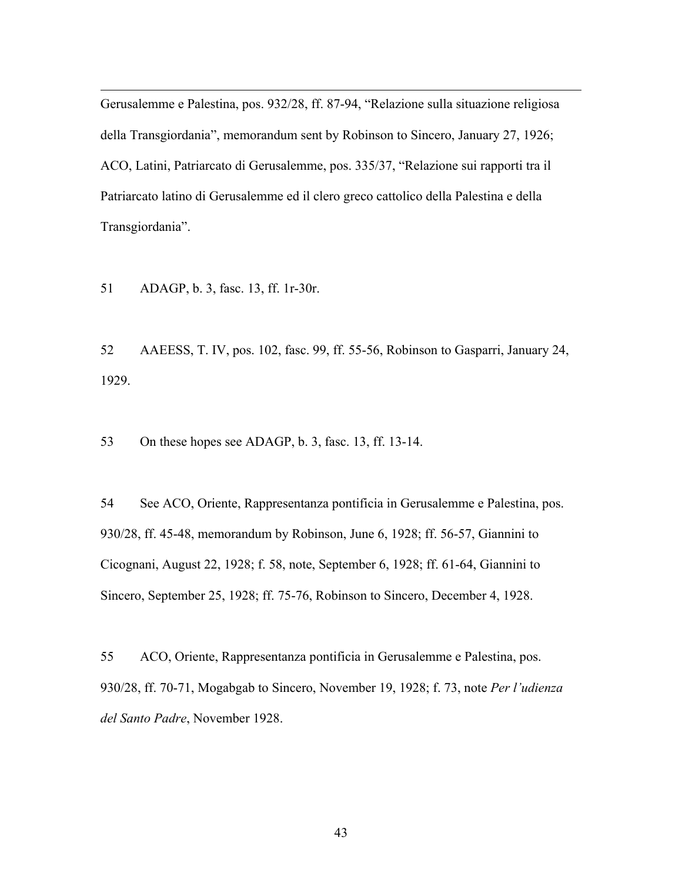Gerusalemme e Palestina, pos. 932/28, ff. 87-94, “Relazione sulla situazione religiosa della Transgiordania”, memorandum sent by Robinson to Sincero, January 27, 1926; ACO, Latini, Patriarcato di Gerusalemme, pos. 335/37, “Relazione sui rapporti tra il Patriarcato latino di Gerusalemme ed il clero greco cattolico della Palestina e della Transgiordania”.

51 ADAGP, b. 3, fasc. 13, ff. 1r-30r.

52 AAEESS, T. IV, pos. 102, fasc. 99, ff. 55-56, Robinson to Gasparri, January 24, 1929.

53 On these hopes see ADAGP, b. 3, fasc. 13, ff. 13-14.

54 See ACO, Oriente, Rappresentanza pontificia in Gerusalemme e Palestina, pos. 930/28, ff. 45-48, memorandum by Robinson, June 6, 1928; ff. 56-57, Giannini to Cicognani, August 22, 1928; f. 58, note, September 6, 1928; ff. 61-64, Giannini to Sincero, September 25, 1928; ff. 75-76, Robinson to Sincero, December 4, 1928.

55 ACO, Oriente, Rappresentanza pontificia in Gerusalemme e Palestina, pos. 930/28, ff. 70-71, Mogabgab to Sincero, November 19, 1928; f. 73, note *Per l’udienza del Santo Padre*, November 1928.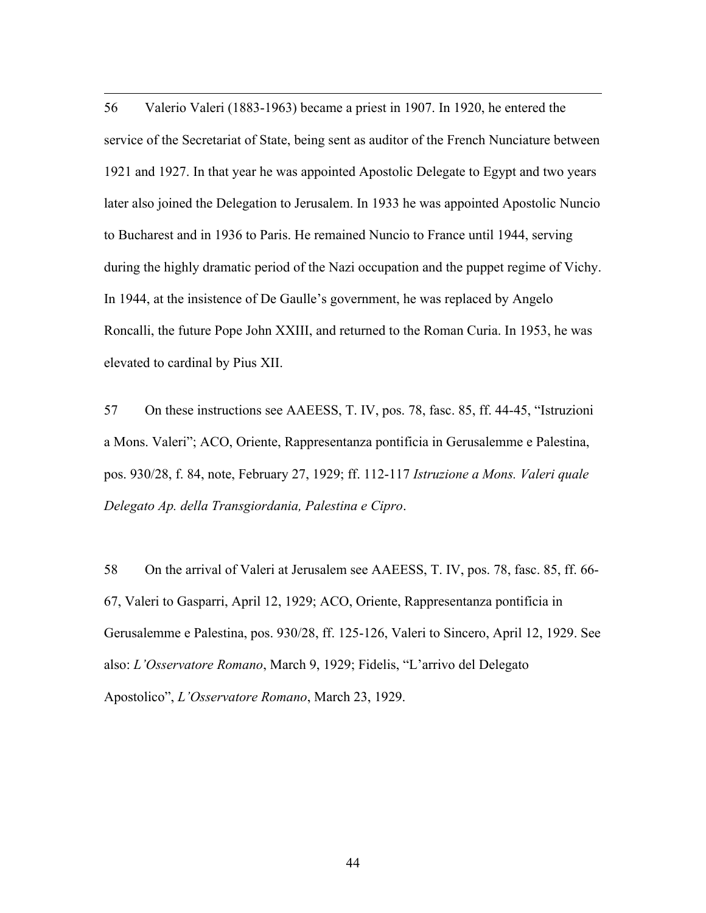56 Valerio Valeri (1883-1963) became a priest in 1907. In 1920, he entered the service of the Secretariat of State, being sent as auditor of the French Nunciature between 1921 and 1927. In that year he was appointed Apostolic Delegate to Egypt and two years later also joined the Delegation to Jerusalem. In 1933 he was appointed Apostolic Nuncio to Bucharest and in 1936 to Paris. He remained Nuncio to France until 1944, serving during the highly dramatic period of the Nazi occupation and the puppet regime of Vichy. In 1944, at the insistence of De Gaulle's government, he was replaced by Angelo Roncalli, the future Pope John XXIII, and returned to the Roman Curia. In 1953, he was elevated to cardinal by Pius XII.

57 On these instructions see AAEESS, T. IV, pos. 78, fasc. 85, ff. 44-45, "Istruzioni a Mons. Valeri"; ACO, Oriente, Rappresentanza pontificia in Gerusalemme e Palestina, pos. 930/28, f. 84, note, February 27, 1929; ff. 112-117 *Istruzione a Mons. Valeri quale Delegato Ap. della Transgiordania, Palestina e Cipro*.

58 On the arrival of Valeri at Jerusalem see AAEESS, T. IV, pos. 78, fasc. 85, ff. 66-67, Valeri to Gasparri, April 12, 1929; ACO, Oriente, Rappresentanza pontificia in Gerusalemme e Palestina, pos. 930/28, ff. 125-126, Valeri to Sincero, April 12, 1929. See also: *L'Osservatore Romano*, March 9, 1929; Fidelis, "L'arrivo del Delegato Apostolico", *L'Osservatore Romano*, March 23, 1929.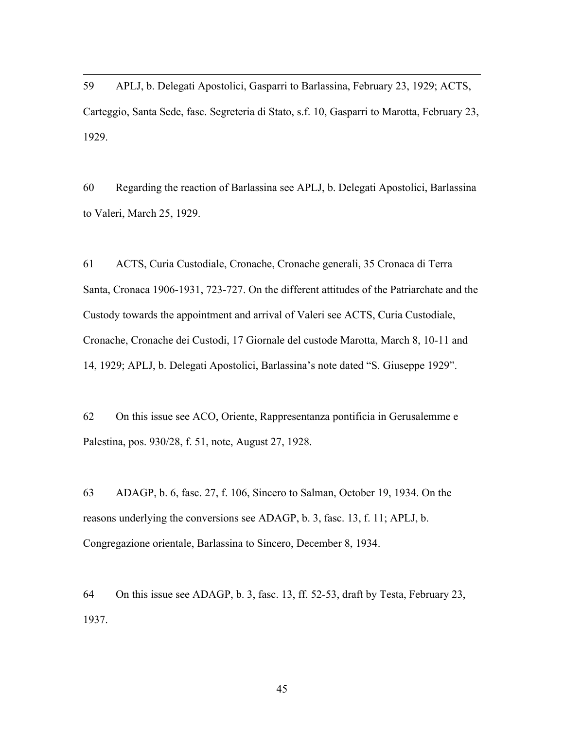59 APLJ, b. Delegati Apostolici, Gasparri to Barlassina, February 23, 1929; ACTS, Carteggio, Santa Sede, fasc. Segreteria di Stato, s.f. 10, Gasparri to Marotta, February 23, 1929.

60 Regarding the reaction of Barlassina see APLJ, b. Delegati Apostolici, Barlassina to Valeri, March 25, 1929.

61 ACTS, Curia Custodiale, Cronache, Cronache generali, 35 Cronaca di Terra Santa, Cronaca 1906-1931, 723-727. On the different attitudes of the Patriarchate and the Custody towards the appointment and arrival of Valeri see ACTS, Curia Custodiale, Cronache, Cronache dei Custodi, 17 Giornale del custode Marotta, March 8, 10-11 and 14, 1929; APLJ, b. Delegati Apostolici, Barlassina's note dated "S. Giuseppe 1929".

62 On this issue see ACO, Oriente, Rappresentanza pontificia in Gerusalemme e Palestina, pos. 930/28, f. 51, note, August 27, 1928.

63 ADAGP, b. 6, fasc. 27, f. 106, Sincero to Salman, October 19, 1934. On the reasons underlying the conversions see ADAGP, b. 3, fasc. 13, f. 11; APLJ, b. Congregazione orientale, Barlassina to Sincero, December 8, 1934.

64 On this issue see ADAGP, b. 3, fasc. 13, ff. 52-53, draft by Testa, February 23, 1937.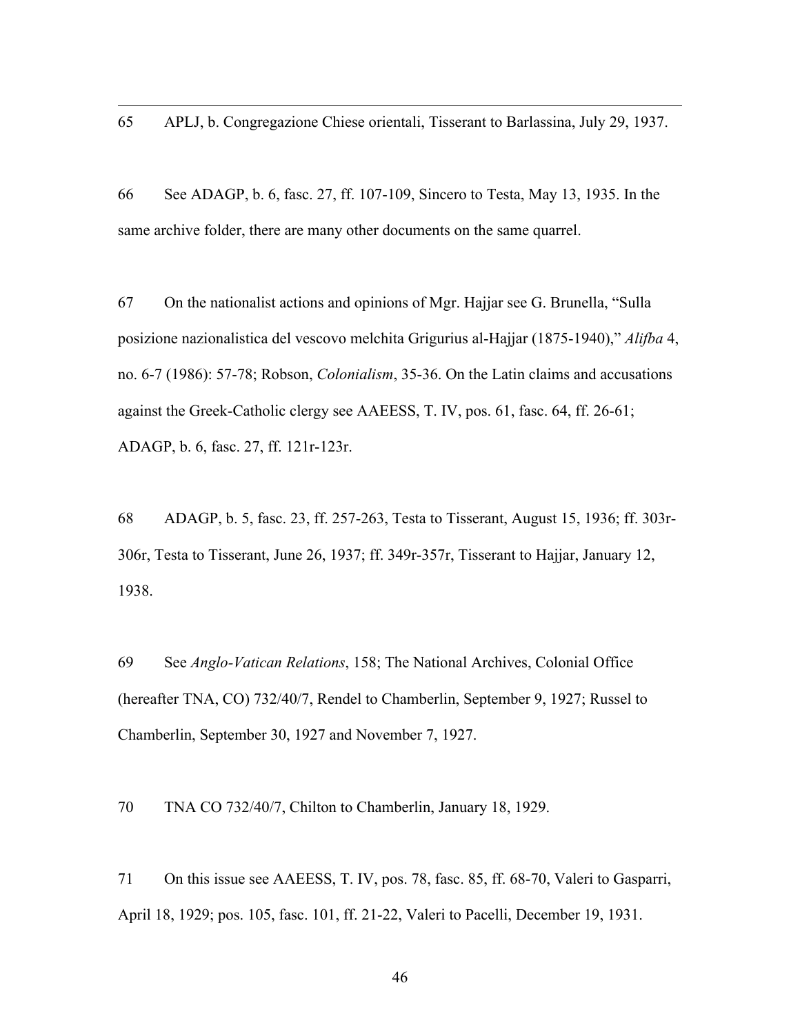65 APLJ, b. Congregazione Chiese orientali, Tisserant to Barlassina, July 29, 1937.

66 See ADAGP, b. 6, fasc. 27, ff. 107-109, Sincero to Testa, May 13, 1935. In the same archive folder, there are many other documents on the same quarrel.

67 On the nationalist actions and opinions of Mgr. Hajjar see G. Brunella, "Sulla posizione nazionalistica del vescovo melchita Grigurius al-Hajjar (1875-1940)," *Alifba* 4, no. 6-7 (1986): 57-78; Robson, *Colonialism*, 35-36. On the Latin claims and accusations against the Greek-Catholic clergy see AAEESS, T. IV, pos. 61, fasc. 64, ff. 26-61; ADAGP, b. 6, fasc. 27, ff. 121r-123r.

68 ADAGP, b. 5, fasc. 23, ff. 257-263, Testa to Tisserant, August 15, 1936; ff. 303r-306r, Testa to Tisserant, June 26, 1937; ff. 349r-357r, Tisserant to Hajjar, January 12, 1938.

69 See *Anglo-Vatican Relations*, 158; The National Archives, Colonial Office (hereafter TNA, CO) 732/40/7, Rendel to Chamberlin, September 9, 1927; Russel to Chamberlin, September 30, 1927 and November 7, 1927.

70 TNA CO 732/40/7, Chilton to Chamberlin, January 18, 1929.

71 On this issue see AAEESS, T. IV, pos. 78, fasc. 85, ff. 68-70, Valeri to Gasparri, April 18, 1929; pos. 105, fasc. 101, ff. 21-22, Valeri to Pacelli, December 19, 1931.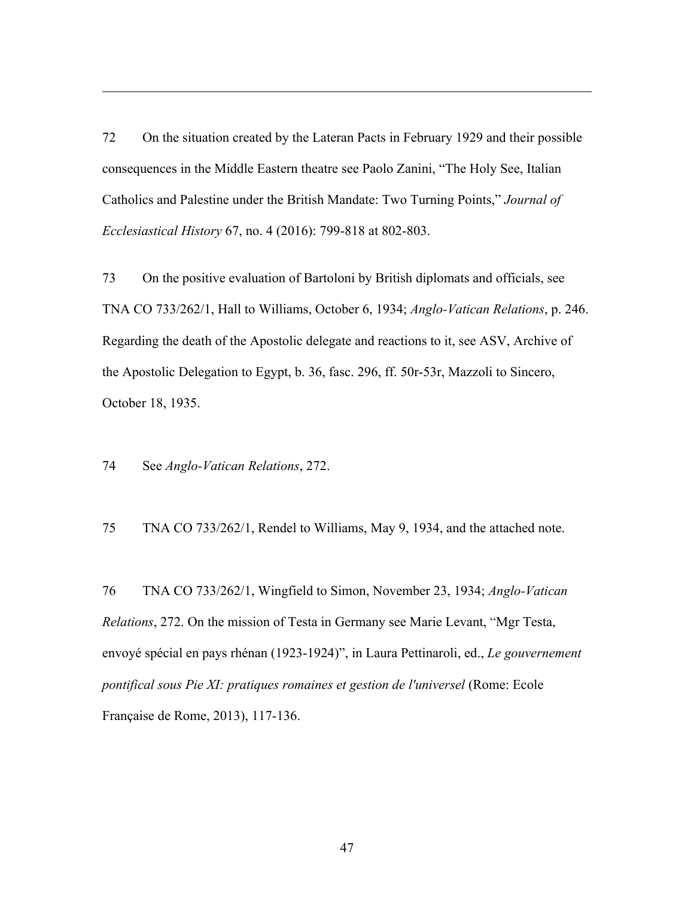72 On the situation created by the Lateran Pacts in February 1929 and their possible consequences in the Middle Eastern theatre see Paolo Zanini, "The Holy See, Italian Catholics and Palestine under the British Mandate: Two Turning Points," *Journal of Ecclesiastical History* 67, no. 4 (2016): 799-818 at 802-803.

73 On the positive evaluation of Bartoloni by British diplomats and officials, see TNA CO 733/262/1, Hall to Williams, October 6, 1934; *Anglo-Vatican Relations*, p. 246. Regarding the death of the Apostolic delegate and reactions to it, see ASV, Archive of the Apostolic Delegation to Egypt, b. 36, fasc. 296, ff. 50r-53r, Mazzoli to Sincero, October 18, 1935.

74 See *Anglo-Vatican Relations*, 272.

75 TNA CO 733/262/1, Rendel to Williams, May 9, 1934, and the attached note.

76 TNA CO 733/262/1, Wingfield to Simon, November 23, 1934; *Anglo-Vatican Relations*, 272. On the mission of Testa in Germany see Marie Levant, "Mgr Testa, envoyé spécial en pays rhénan (1923-1924)", in Laura Pettinaroli, ed., *Le gouvernement pontifical sous Pie XI: pratiques romaines et gestion de l'universel* (Rome: Ecole Française de Rome, 2013), 117-136.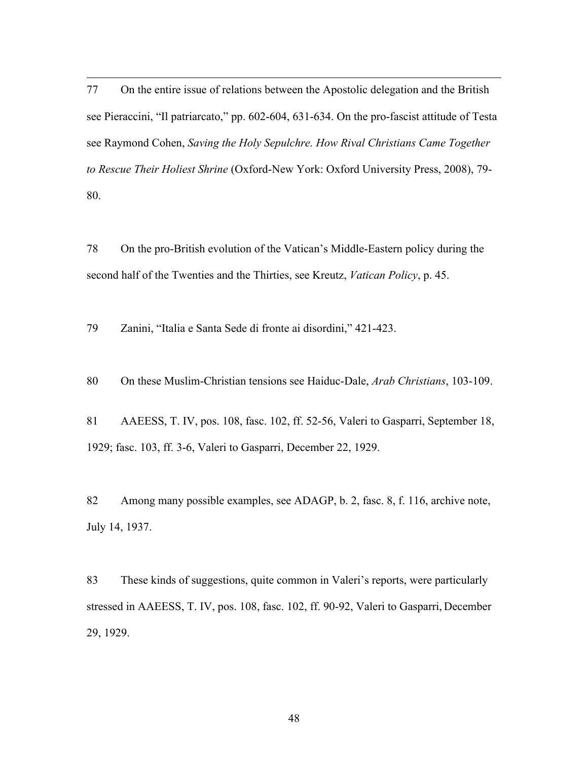77 On the entire issue of relations between the Apostolic delegation and the British see Pieraccini, "Il patriarcato," pp. 602-604, 631-634. On the pro-fascist attitude of Testa see Raymond Cohen, *Saving the Holy Sepulchre. How Rival Christians Came Together to Rescue Their Holiest Shrine* (Oxford-New York: Oxford University Press, 2008), 79-80.

78 On the pro-British evolution of the Vatican's Middle-Eastern policy during the second half of the Twenties and the Thirties, see Kreutz, *Vatican Policy*, p. 45.

79 Zanini, "Italia e Santa Sede di fronte ai disordini," 421-423.

80 On these Muslim-Christian tensions see Haiduc-Dale, *Arab Christians*, 103-109.

81 AAEESS, T. IV, pos. 108, fasc. 102, ff. 52-56, Valeri to Gasparri, September 18, 1929; fasc. 103, ff. 3-6, Valeri to Gasparri, December 22, 1929.

82 Among many possible examples, see ADAGP, b. 2, fasc. 8, f. 116, archive note, July 14, 1937.

83 These kinds of suggestions, quite common in Valeri's reports, were particularly stressed in AAEESS, T. IV, pos. 108, fasc. 102, ff. 90-92, Valeri to Gasparri, December 29, 1929.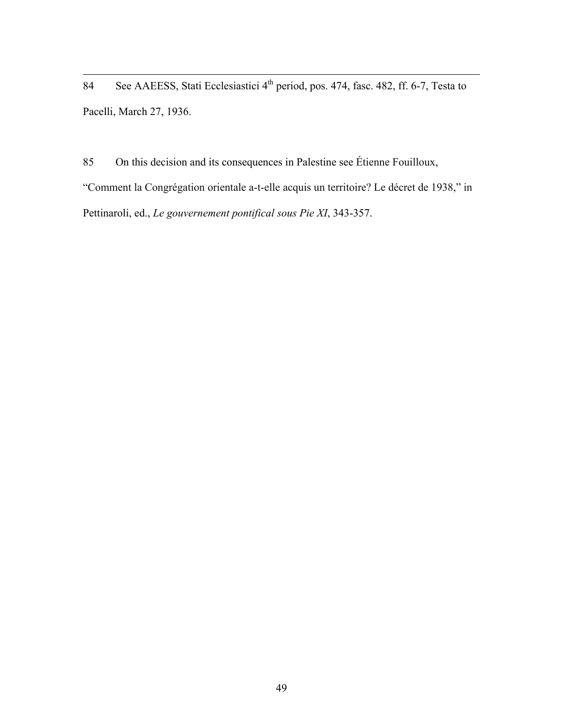84 See AAEESS, Stati Ecclesiastici 4th period, pos. 474, fasc. 482, ff. 6-7, Testa to Pacelli, March 27, 1936.

85 On this decision and its consequences in Palestine see Étienne Fouilloux, "Comment la Congrégation orientale a-t-elle acquis un territoire? Le décret de 1938," in Pettinaroli, ed., *Le gouvernement pontifical sous Pie XI*, 343-357.